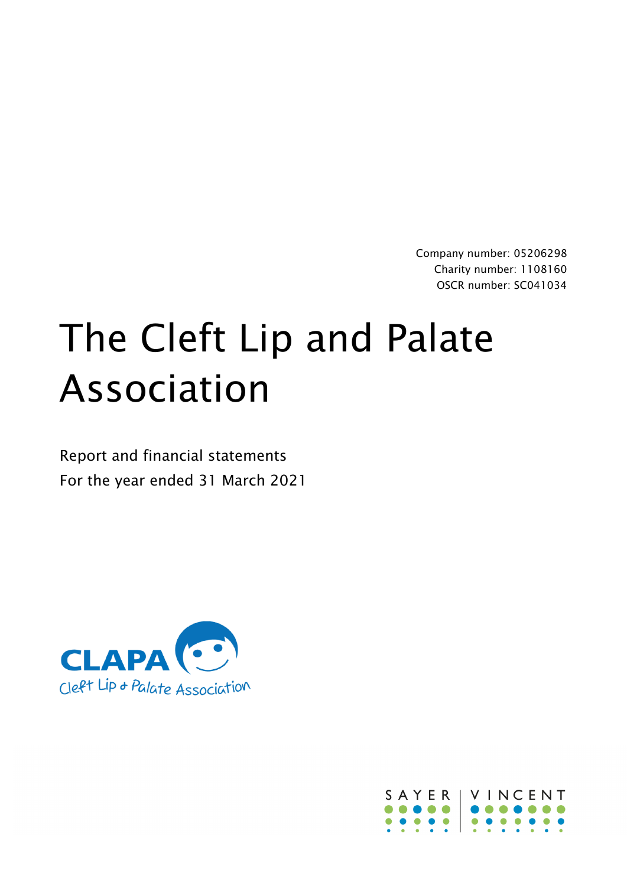Company number: 05206298
Charity number: 1108160
OSCR number: SC041034

# The Cleft Lip and Palate Association

Report and financial statements
For the year ended 31 March 2021

CLAPA
Cleft Lip & Palate Association

SAYER | VINCENT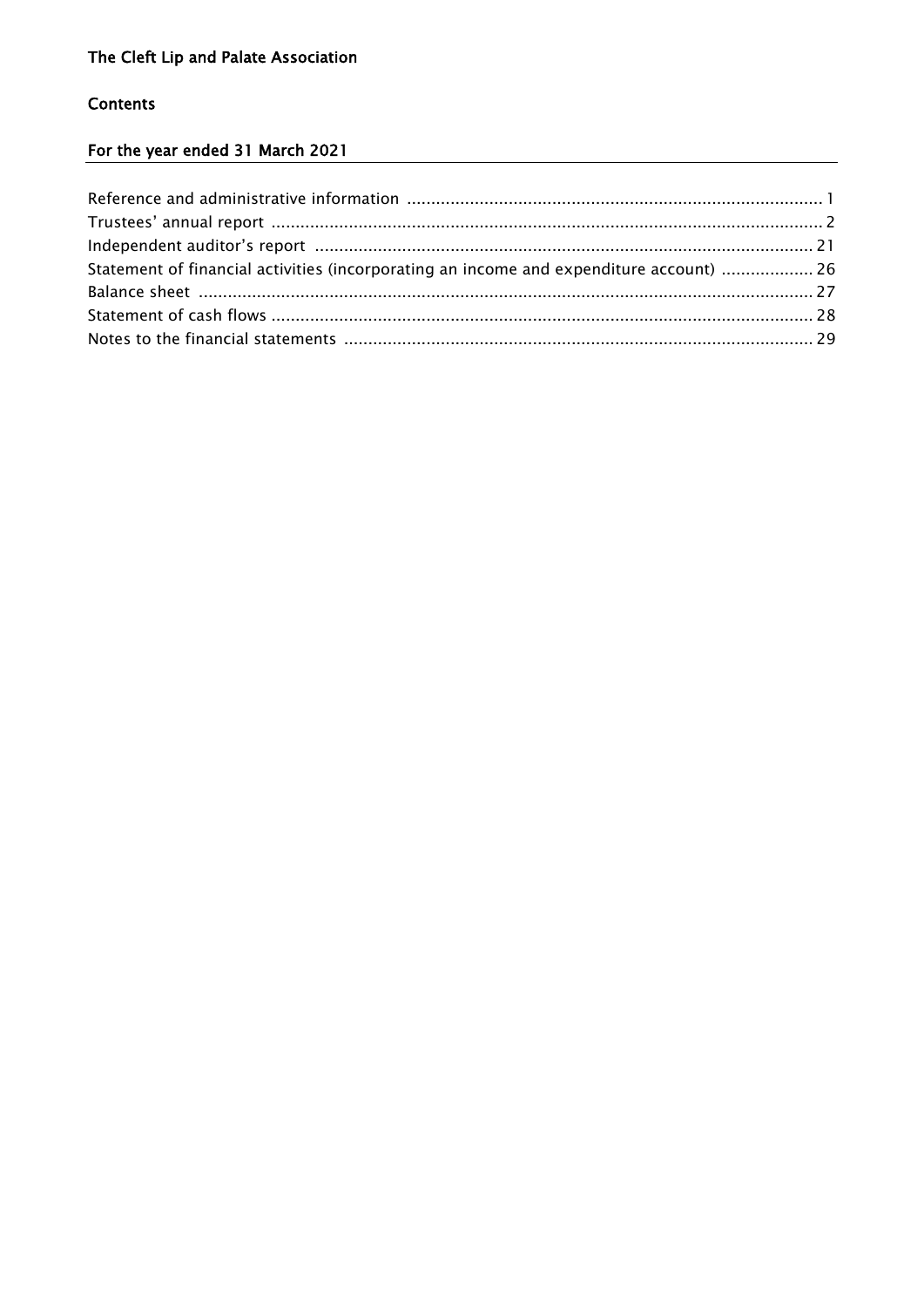# The Cleft Lip and Palate Association

## Contents

## For the year ended 31 March 2021

| | |
|---|---|
| Reference and administrative information | 1 |
| Trustees' annual report | 2 |
| Independent auditor's report | 21 |
| Statement of financial activities (incorporating an income and expenditure account) | 26 |
| Balance sheet | 27 |
| Statement of cash flows | 28 |
| Notes to the financial statements | 29 |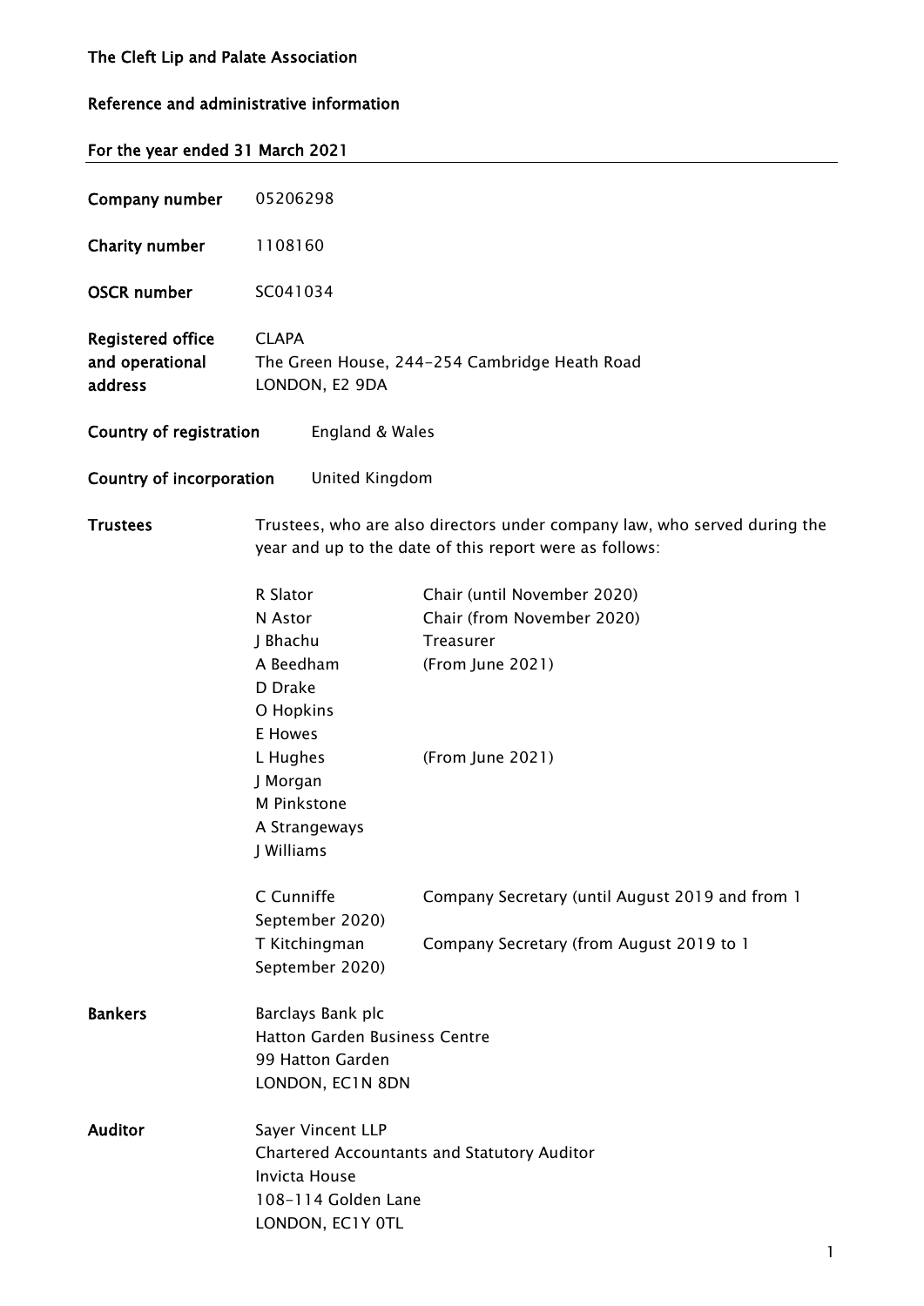**The Cleft Lip and Palate Association**

**Reference and administrative information**

**For the year ended 31 March 2021**

**Company number** 05206298

**Charity number** 1108160

**OSCR number** SC041034

**Registered office and operational address**
CLAPA
The Green House, 244-254 Cambridge Heath Road
LONDON, E2 9DA

**Country of registration** England & Wales

**Country of incorporation** United Kingdom

**Trustees**

Trustees, who are also directors under company law, who served during the year and up to the date of this report were as follows:

| | |
|---|---|
| R Slator | Chair (until November 2020) |
| N Astor | Chair (from November 2020) |
| J Bhachu | Treasurer |
| A Beedham | (From June 2021) |
| D Drake | |
| O Hopkins | |
| E Howes | |
| L Hughes | (From June 2021) |
| J Morgan | |
| M Pinkstone | |
| A Strangeways | |
| J Williams | |

| | |
|---|---|
| C Cunniffe | Company Secretary (until August 2019 and from 1 September 2020) |
| T Kitchingman | Company Secretary (from August 2019 to 1 September 2020) |

**Bankers**
Barclays Bank plc
Hatton Garden Business Centre
99 Hatton Garden
LONDON, EC1N 8DN

**Auditor**
Sayer Vincent LLP
Chartered Accountants and Statutory Auditor
Invicta House
108-114 Golden Lane
LONDON, EC1Y 0TL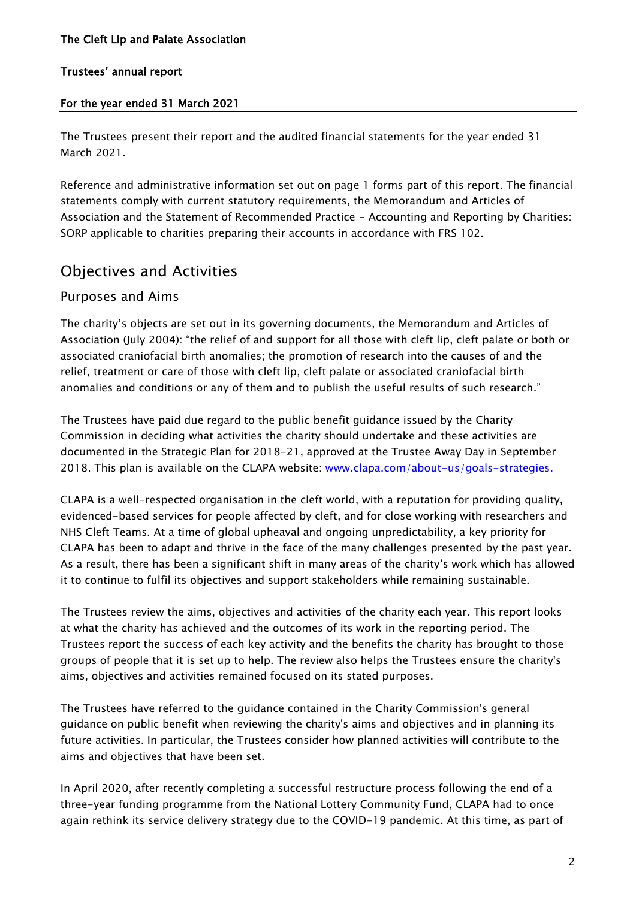**The Cleft Lip and Palate Association**

**Trustees' annual report**

**For the year ended 31 March 2021**

The Trustees present their report and the audited financial statements for the year ended 31 March 2021.

Reference and administrative information set out on page 1 forms part of this report. The financial statements comply with current statutory requirements, the Memorandum and Articles of Association and the Statement of Recommended Practice - Accounting and Reporting by Charities: SORP applicable to charities preparing their accounts in accordance with FRS 102.

## Objectives and Activities

### Purposes and Aims

The charity's objects are set out in its governing documents, the Memorandum and Articles of Association (July 2004): "the relief of and support for all those with cleft lip, cleft palate or both or associated craniofacial birth anomalies; the promotion of research into the causes of and the relief, treatment or care of those with cleft lip, cleft palate or associated craniofacial birth anomalies and conditions or any of them and to publish the useful results of such research."

The Trustees have paid due regard to the public benefit guidance issued by the Charity Commission in deciding what activities the charity should undertake and these activities are documented in the Strategic Plan for 2018-21, approved at the Trustee Away Day in September 2018. This plan is available on the CLAPA website: www.clapa.com/about-us/goals-strategies.

CLAPA is a well-respected organisation in the cleft world, with a reputation for providing quality, evidenced-based services for people affected by cleft, and for close working with researchers and NHS Cleft Teams. At a time of global upheaval and ongoing unpredictability, a key priority for CLAPA has been to adapt and thrive in the face of the many challenges presented by the past year. As a result, there has been a significant shift in many areas of the charity's work which has allowed it to continue to fulfil its objectives and support stakeholders while remaining sustainable.

The Trustees review the aims, objectives and activities of the charity each year. This report looks at what the charity has achieved and the outcomes of its work in the reporting period. The Trustees report the success of each key activity and the benefits the charity has brought to those groups of people that it is set up to help. The review also helps the Trustees ensure the charity's aims, objectives and activities remained focused on its stated purposes.

The Trustees have referred to the guidance contained in the Charity Commission's general guidance on public benefit when reviewing the charity's aims and objectives and in planning its future activities. In particular, the Trustees consider how planned activities will contribute to the aims and objectives that have been set.

In April 2020, after recently completing a successful restructure process following the end of a three-year funding programme from the National Lottery Community Fund, CLAPA had to once again rethink its service delivery strategy due to the COVID-19 pandemic. At this time, as part of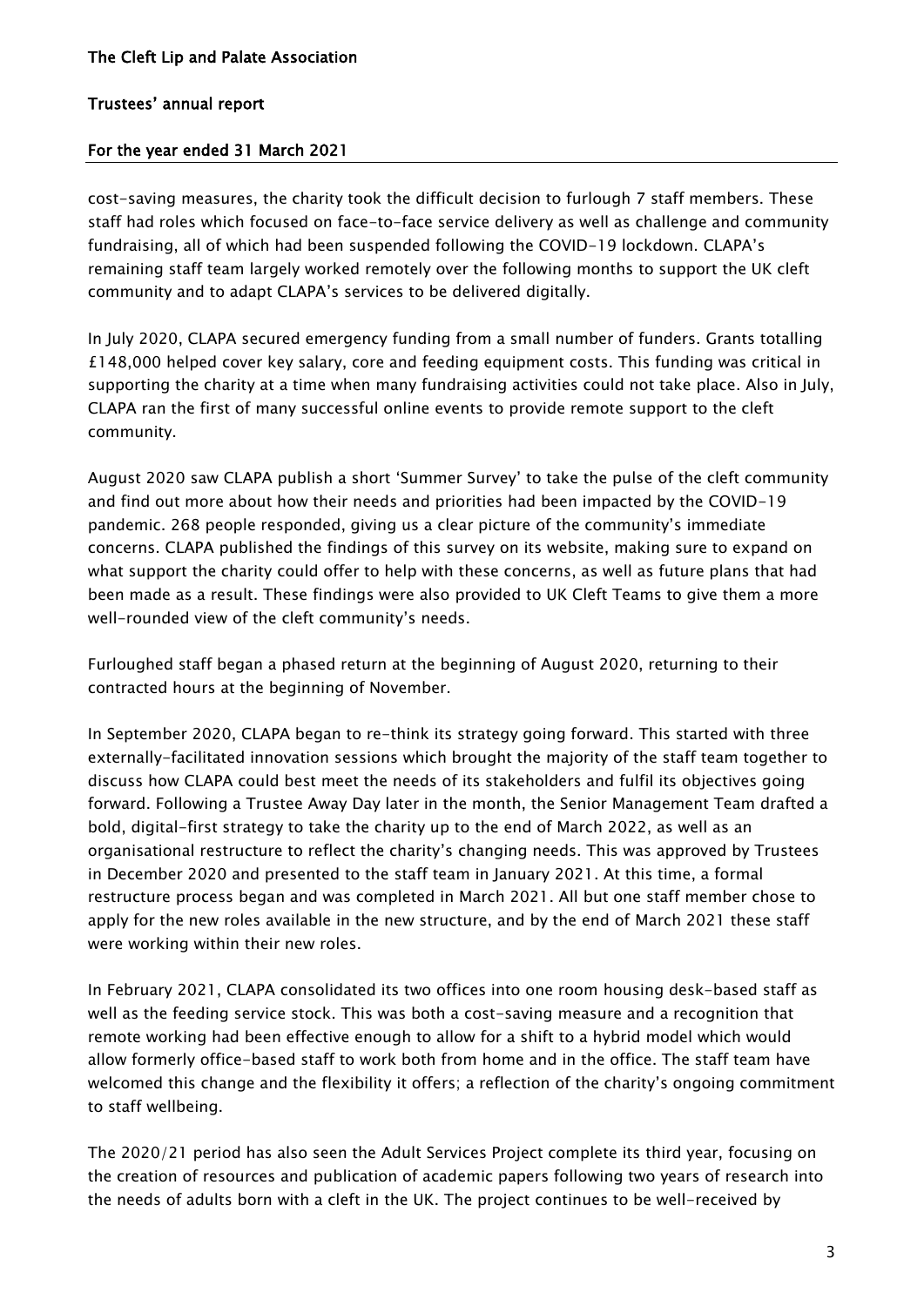cost-saving measures, the charity took the difficult decision to furlough 7 staff members. These staff had roles which focused on face-to-face service delivery as well as challenge and community fundraising, all of which had been suspended following the COVID-19 lockdown. CLAPA's remaining staff team largely worked remotely over the following months to support the UK cleft community and to adapt CLAPA's services to be delivered digitally.

In July 2020, CLAPA secured emergency funding from a small number of funders. Grants totalling £148,000 helped cover key salary, core and feeding equipment costs. This funding was critical in supporting the charity at a time when many fundraising activities could not take place. Also in July, CLAPA ran the first of many successful online events to provide remote support to the cleft community.

August 2020 saw CLAPA publish a short 'Summer Survey' to take the pulse of the cleft community and find out more about how their needs and priorities had been impacted by the COVID-19 pandemic. 268 people responded, giving us a clear picture of the community's immediate concerns. CLAPA published the findings of this survey on its website, making sure to expand on what support the charity could offer to help with these concerns, as well as future plans that had been made as a result. These findings were also provided to UK Cleft Teams to give them a more well-rounded view of the cleft community's needs.

Furloughed staff began a phased return at the beginning of August 2020, returning to their contracted hours at the beginning of November.

In September 2020, CLAPA began to re-think its strategy going forward. This started with three externally-facilitated innovation sessions which brought the majority of the staff team together to discuss how CLAPA could best meet the needs of its stakeholders and fulfil its objectives going forward. Following a Trustee Away Day later in the month, the Senior Management Team drafted a bold, digital-first strategy to take the charity up to the end of March 2022, as well as an organisational restructure to reflect the charity's changing needs. This was approved by Trustees in December 2020 and presented to the staff team in January 2021. At this time, a formal restructure process began and was completed in March 2021. All but one staff member chose to apply for the new roles available in the new structure, and by the end of March 2021 these staff were working within their new roles.

In February 2021, CLAPA consolidated its two offices into one room housing desk-based staff as well as the feeding service stock. This was both a cost-saving measure and a recognition that remote working had been effective enough to allow for a shift to a hybrid model which would allow formerly office-based staff to work both from home and in the office. The staff team have welcomed this change and the flexibility it offers; a reflection of the charity's ongoing commitment to staff wellbeing.

The 2020/21 period has also seen the Adult Services Project complete its third year, focusing on the creation of resources and publication of academic papers following two years of research into the needs of adults born with a cleft in the UK. The project continues to be well-received by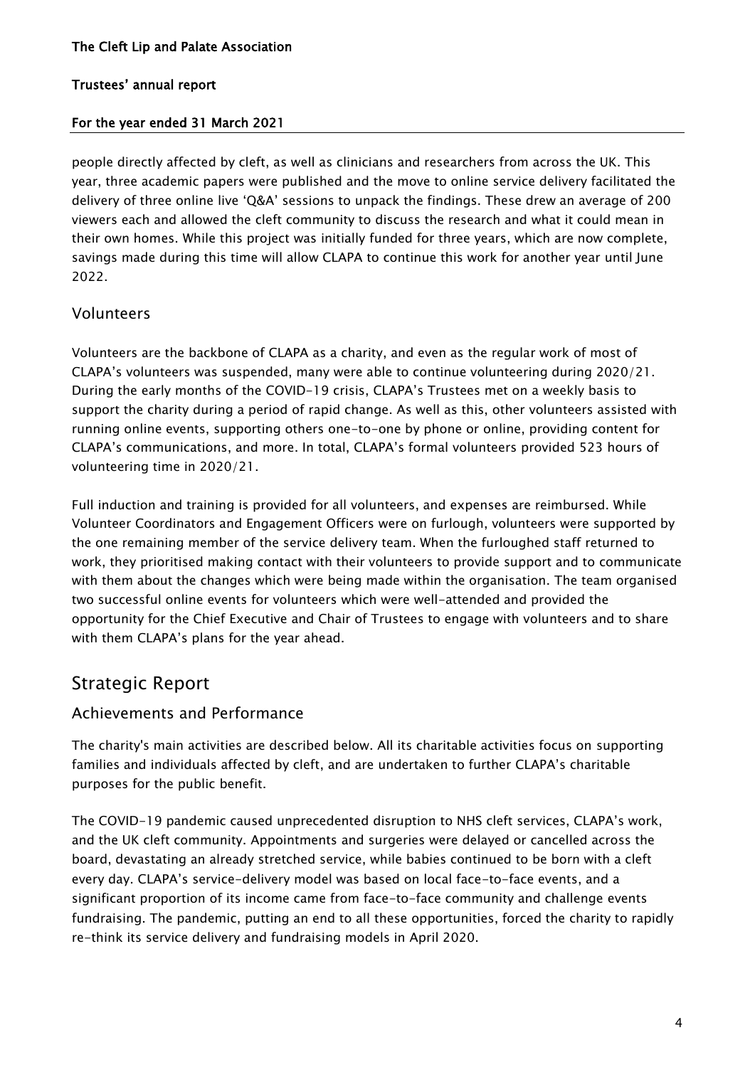people directly affected by cleft, as well as clinicians and researchers from across the UK. This year, three academic papers were published and the move to online service delivery facilitated the delivery of three online live 'Q&A' sessions to unpack the findings. These drew an average of 200 viewers each and allowed the cleft community to discuss the research and what it could mean in their own homes. While this project was initially funded for three years, which are now complete, savings made during this time will allow CLAPA to continue this work for another year until June 2022.

### Volunteers

Volunteers are the backbone of CLAPA as a charity, and even as the regular work of most of CLAPA's volunteers was suspended, many were able to continue volunteering during 2020/21. During the early months of the COVID-19 crisis, CLAPA's Trustees met on a weekly basis to support the charity during a period of rapid change. As well as this, other volunteers assisted with running online events, supporting others one-to-one by phone or online, providing content for CLAPA's communications, and more. In total, CLAPA's formal volunteers provided 523 hours of volunteering time in 2020/21.

Full induction and training is provided for all volunteers, and expenses are reimbursed. While Volunteer Coordinators and Engagement Officers were on furlough, volunteers were supported by the one remaining member of the service delivery team. When the furloughed staff returned to work, they prioritised making contact with their volunteers to provide support and to communicate with them about the changes which were being made within the organisation. The team organised two successful online events for volunteers which were well-attended and provided the opportunity for the Chief Executive and Chair of Trustees to engage with volunteers and to share with them CLAPA's plans for the year ahead.

## Strategic Report

### Achievements and Performance

The charity's main activities are described below. All its charitable activities focus on supporting families and individuals affected by cleft, and are undertaken to further CLAPA's charitable purposes for the public benefit.

The COVID-19 pandemic caused unprecedented disruption to NHS cleft services, CLAPA's work, and the UK cleft community. Appointments and surgeries were delayed or cancelled across the board, devastating an already stretched service, while babies continued to be born with a cleft every day. CLAPA's service-delivery model was based on local face-to-face events, and a significant proportion of its income came from face-to-face community and challenge events fundraising. The pandemic, putting an end to all these opportunities, forced the charity to rapidly re-think its service delivery and fundraising models in April 2020.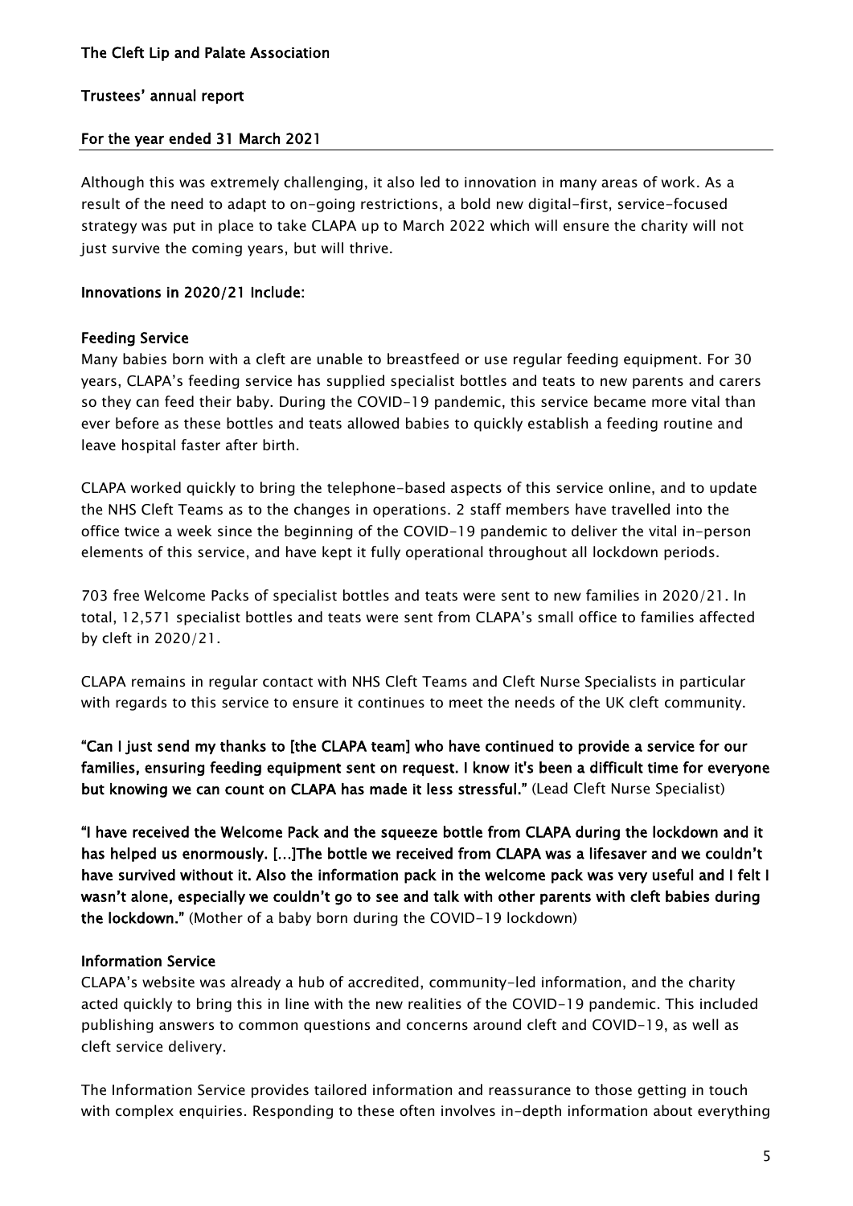Although this was extremely challenging, it also led to innovation in many areas of work. As a result of the need to adapt to on-going restrictions, a bold new digital-first, service-focused strategy was put in place to take CLAPA up to March 2022 which will ensure the charity will not just survive the coming years, but will thrive.

### Innovations in 2020/21 Include:

#### Feeding Service

Many babies born with a cleft are unable to breastfeed or use regular feeding equipment. For 30 years, CLAPA's feeding service has supplied specialist bottles and teats to new parents and carers so they can feed their baby. During the COVID-19 pandemic, this service became more vital than ever before as these bottles and teats allowed babies to quickly establish a feeding routine and leave hospital faster after birth.

CLAPA worked quickly to bring the telephone-based aspects of this service online, and to update the NHS Cleft Teams as to the changes in operations. 2 staff members have travelled into the office twice a week since the beginning of the COVID-19 pandemic to deliver the vital in-person elements of this service, and have kept it fully operational throughout all lockdown periods.

703 free Welcome Packs of specialist bottles and teats were sent to new families in 2020/21. In total, 12,571 specialist bottles and teats were sent from CLAPA's small office to families affected by cleft in 2020/21.

CLAPA remains in regular contact with NHS Cleft Teams and Cleft Nurse Specialists in particular with regards to this service to ensure it continues to meet the needs of the UK cleft community.

**"Can I just send my thanks to [the CLAPA team] who have continued to provide a service for our families, ensuring feeding equipment sent on request. I know it's been a difficult time for everyone but knowing we can count on CLAPA has made it less stressful."** (Lead Cleft Nurse Specialist)

**"I have received the Welcome Pack and the squeeze bottle from CLAPA during the lockdown and it has helped us enormously. [...]The bottle we received from CLAPA was a lifesaver and we couldn't have survived without it. Also the information pack in the welcome pack was very useful and I felt I wasn't alone, especially we couldn't go to see and talk with other parents with cleft babies during the lockdown."** (Mother of a baby born during the COVID-19 lockdown)

#### Information Service

CLAPA's website was already a hub of accredited, community-led information, and the charity acted quickly to bring this in line with the new realities of the COVID-19 pandemic. This included publishing answers to common questions and concerns around cleft and COVID-19, as well as cleft service delivery.

The Information Service provides tailored information and reassurance to those getting in touch with complex enquiries. Responding to these often involves in-depth information about everything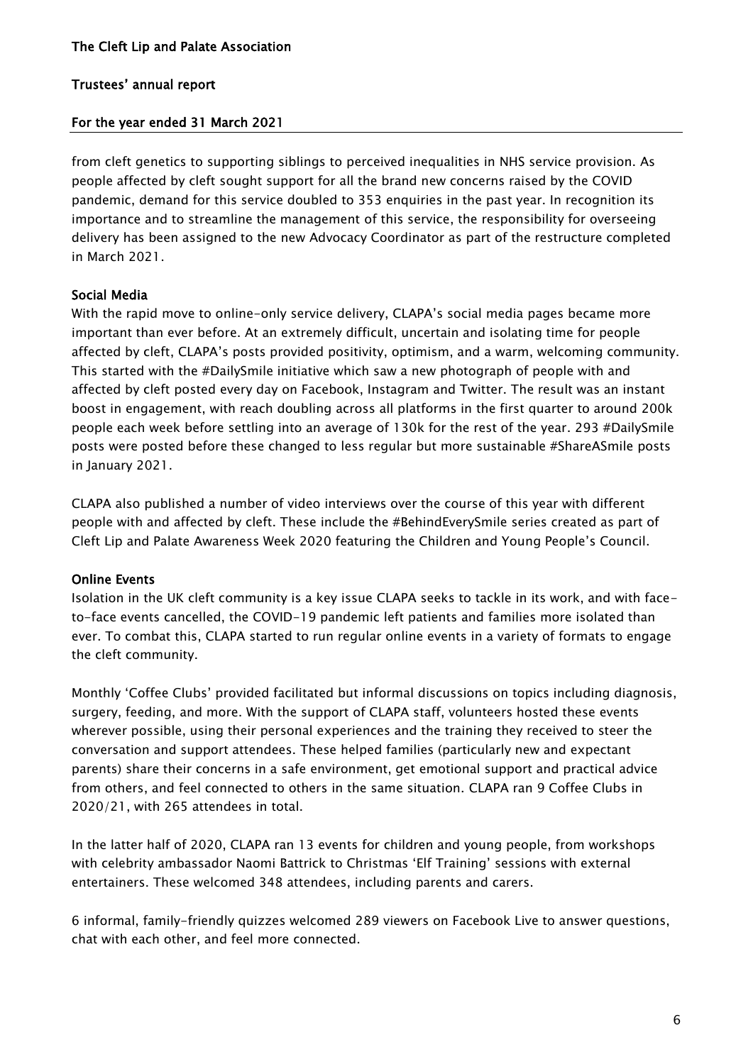from cleft genetics to supporting siblings to perceived inequalities in NHS service provision. As people affected by cleft sought support for all the brand new concerns raised by the COVID pandemic, demand for this service doubled to 353 enquiries in the past year. In recognition its importance and to streamline the management of this service, the responsibility for overseeing delivery has been assigned to the new Advocacy Coordinator as part of the restructure completed in March 2021.

### Social Media

With the rapid move to online-only service delivery, CLAPA's social media pages became more important than ever before. At an extremely difficult, uncertain and isolating time for people affected by cleft, CLAPA's posts provided positivity, optimism, and a warm, welcoming community. This started with the #DailySmile initiative which saw a new photograph of people with and affected by cleft posted every day on Facebook, Instagram and Twitter. The result was an instant boost in engagement, with reach doubling across all platforms in the first quarter to around 200k people each week before settling into an average of 130k for the rest of the year. 293 #DailySmile posts were posted before these changed to less regular but more sustainable #ShareASmile posts in January 2021.

CLAPA also published a number of video interviews over the course of this year with different people with and affected by cleft. These include the #BehindEverySmile series created as part of Cleft Lip and Palate Awareness Week 2020 featuring the Children and Young People's Council.

### Online Events

Isolation in the UK cleft community is a key issue CLAPA seeks to tackle in its work, and with face-to-face events cancelled, the COVID-19 pandemic left patients and families more isolated than ever. To combat this, CLAPA started to run regular online events in a variety of formats to engage the cleft community.

Monthly 'Coffee Clubs' provided facilitated but informal discussions on topics including diagnosis, surgery, feeding, and more. With the support of CLAPA staff, volunteers hosted these events wherever possible, using their personal experiences and the training they received to steer the conversation and support attendees. These helped families (particularly new and expectant parents) share their concerns in a safe environment, get emotional support and practical advice from others, and feel connected to others in the same situation. CLAPA ran 9 Coffee Clubs in 2020/21, with 265 attendees in total.

In the latter half of 2020, CLAPA ran 13 events for children and young people, from workshops with celebrity ambassador Naomi Battrick to Christmas 'Elf Training' sessions with external entertainers. These welcomed 348 attendees, including parents and carers.

6 informal, family-friendly quizzes welcomed 289 viewers on Facebook Live to answer questions, chat with each other, and feel more connected.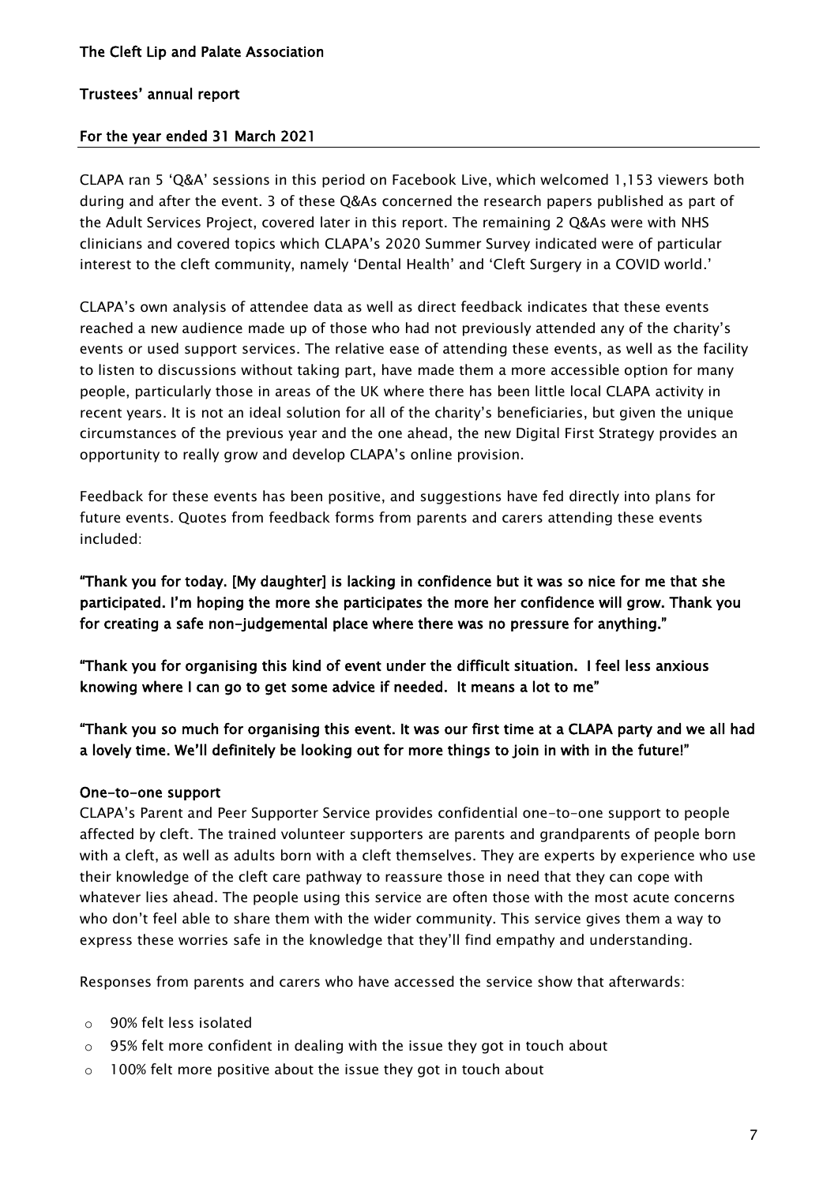CLAPA ran 5 'Q&A' sessions in this period on Facebook Live, which welcomed 1,153 viewers both during and after the event. 3 of these Q&As concerned the research papers published as part of the Adult Services Project, covered later in this report. The remaining 2 Q&As were with NHS clinicians and covered topics which CLAPA's 2020 Summer Survey indicated were of particular interest to the cleft community, namely 'Dental Health' and 'Cleft Surgery in a COVID world.'

CLAPA's own analysis of attendee data as well as direct feedback indicates that these events reached a new audience made up of those who had not previously attended any of the charity's events or used support services. The relative ease of attending these events, as well as the facility to listen to discussions without taking part, have made them a more accessible option for many people, particularly those in areas of the UK where there has been little local CLAPA activity in recent years. It is not an ideal solution for all of the charity's beneficiaries, but given the unique circumstances of the previous year and the one ahead, the new Digital First Strategy provides an opportunity to really grow and develop CLAPA's online provision.

Feedback for these events has been positive, and suggestions have fed directly into plans for future events. Quotes from feedback forms from parents and carers attending these events included:

**"Thank you for today. [My daughter] is lacking in confidence but it was so nice for me that she participated. I'm hoping the more she participates the more her confidence will grow. Thank you for creating a safe non-judgemental place where there was no pressure for anything."**

**"Thank you for organising this kind of event under the difficult situation. I feel less anxious knowing where I can go to get some advice if needed. It means a lot to me"**

**"Thank you so much for organising this event. It was our first time at a CLAPA party and we all had a lovely time. We'll definitely be looking out for more things to join in with in the future!"**

**One-to-one support**

CLAPA's Parent and Peer Supporter Service provides confidential one-to-one support to people affected by cleft. The trained volunteer supporters are parents and grandparents of people born with a cleft, as well as adults born with a cleft themselves. They are experts by experience who use their knowledge of the cleft care pathway to reassure those in need that they can cope with whatever lies ahead. The people using this service are often those with the most acute concerns who don't feel able to share them with the wider community. This service gives them a way to express these worries safe in the knowledge that they'll find empathy and understanding.

Responses from parents and carers who have accessed the service show that afterwards:

- 90% felt less isolated
- 95% felt more confident in dealing with the issue they got in touch about
- 100% felt more positive about the issue they got in touch about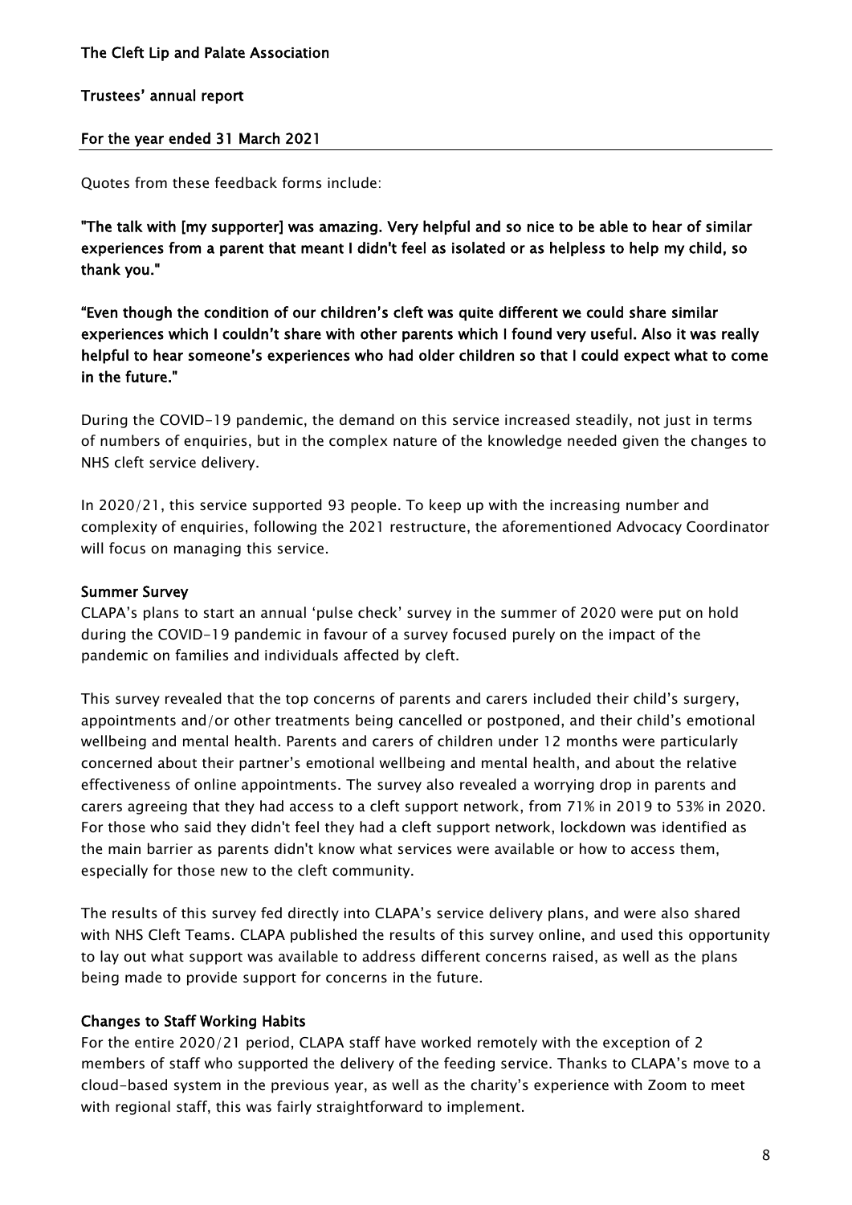Quotes from these feedback forms include:

**"The talk with [my supporter] was amazing. Very helpful and so nice to be able to hear of similar experiences from a parent that meant I didn't feel as isolated or as helpless to help my child, so thank you."**

**"Even though the condition of our children's cleft was quite different we could share similar experiences which I couldn't share with other parents which I found very useful. Also it was really helpful to hear someone's experiences who had older children so that I could expect what to come in the future."**

During the COVID-19 pandemic, the demand on this service increased steadily, not just in terms of numbers of enquiries, but in the complex nature of the knowledge needed given the changes to NHS cleft service delivery.

In 2020/21, this service supported 93 people. To keep up with the increasing number and complexity of enquiries, following the 2021 restructure, the aforementioned Advocacy Coordinator will focus on managing this service.

### Summer Survey

CLAPA's plans to start an annual 'pulse check' survey in the summer of 2020 were put on hold during the COVID-19 pandemic in favour of a survey focused purely on the impact of the pandemic on families and individuals affected by cleft.

This survey revealed that the top concerns of parents and carers included their child's surgery, appointments and/or other treatments being cancelled or postponed, and their child's emotional wellbeing and mental health. Parents and carers of children under 12 months were particularly concerned about their partner's emotional wellbeing and mental health, and about the relative effectiveness of online appointments. The survey also revealed a worrying drop in parents and carers agreeing that they had access to a cleft support network, from 71% in 2019 to 53% in 2020. For those who said they didn't feel they had a cleft support network, lockdown was identified as the main barrier as parents didn't know what services were available or how to access them, especially for those new to the cleft community.

The results of this survey fed directly into CLAPA's service delivery plans, and were also shared with NHS Cleft Teams. CLAPA published the results of this survey online, and used this opportunity to lay out what support was available to address different concerns raised, as well as the plans being made to provide support for concerns in the future.

### Changes to Staff Working Habits

For the entire 2020/21 period, CLAPA staff have worked remotely with the exception of 2 members of staff who supported the delivery of the feeding service. Thanks to CLAPA's move to a cloud-based system in the previous year, as well as the charity's experience with Zoom to meet with regional staff, this was fairly straightforward to implement.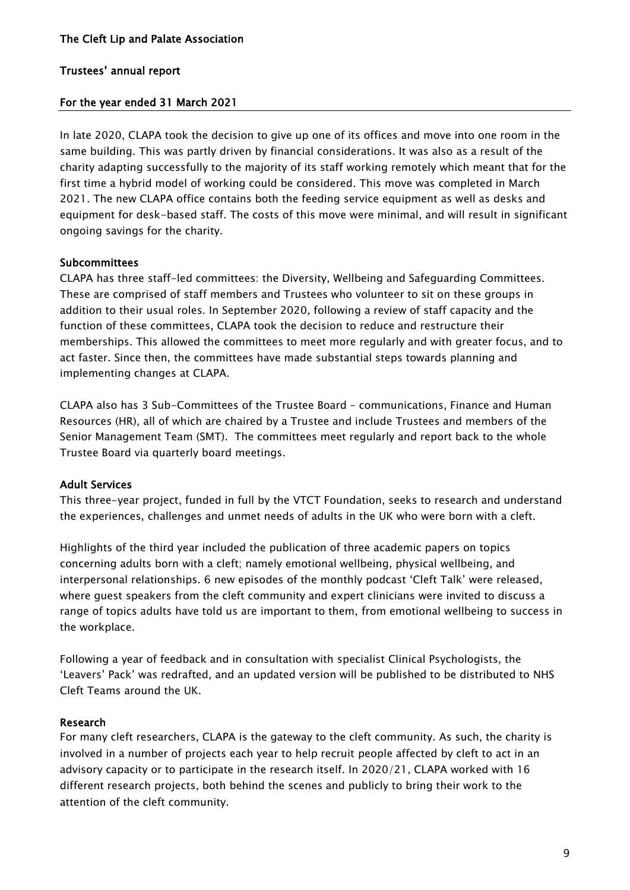In late 2020, CLAPA took the decision to give up one of its offices and move into one room in the same building. This was partly driven by financial considerations. It was also as a result of the charity adapting successfully to the majority of its staff working remotely which meant that for the first time a hybrid model of working could be considered. This move was completed in March 2021. The new CLAPA office contains both the feeding service equipment as well as desks and equipment for desk-based staff. The costs of this move were minimal, and will result in significant ongoing savings for the charity.

### Subcommittees

CLAPA has three staff-led committees: the Diversity, Wellbeing and Safeguarding Committees. These are comprised of staff members and Trustees who volunteer to sit on these groups in addition to their usual roles. In September 2020, following a review of staff capacity and the function of these committees, CLAPA took the decision to reduce and restructure their memberships. This allowed the committees to meet more regularly and with greater focus, and to act faster. Since then, the committees have made substantial steps towards planning and implementing changes at CLAPA.

CLAPA also has 3 Sub-Committees of the Trustee Board – communications, Finance and Human Resources (HR), all of which are chaired by a Trustee and include Trustees and members of the Senior Management Team (SMT). The committees meet regularly and report back to the whole Trustee Board via quarterly board meetings.

### Adult Services

This three-year project, funded in full by the VTCT Foundation, seeks to research and understand the experiences, challenges and unmet needs of adults in the UK who were born with a cleft.

Highlights of the third year included the publication of three academic papers on topics concerning adults born with a cleft; namely emotional wellbeing, physical wellbeing, and interpersonal relationships. 6 new episodes of the monthly podcast 'Cleft Talk' were released, where guest speakers from the cleft community and expert clinicians were invited to discuss a range of topics adults have told us are important to them, from emotional wellbeing to success in the workplace.

Following a year of feedback and in consultation with specialist Clinical Psychologists, the 'Leavers' Pack' was redrafted, and an updated version will be published to be distributed to NHS Cleft Teams around the UK.

### Research

For many cleft researchers, CLAPA is the gateway to the cleft community. As such, the charity is involved in a number of projects each year to help recruit people affected by cleft to act in an advisory capacity or to participate in the research itself. In 2020/21, CLAPA worked with 16 different research projects, both behind the scenes and publicly to bring their work to the attention of the cleft community.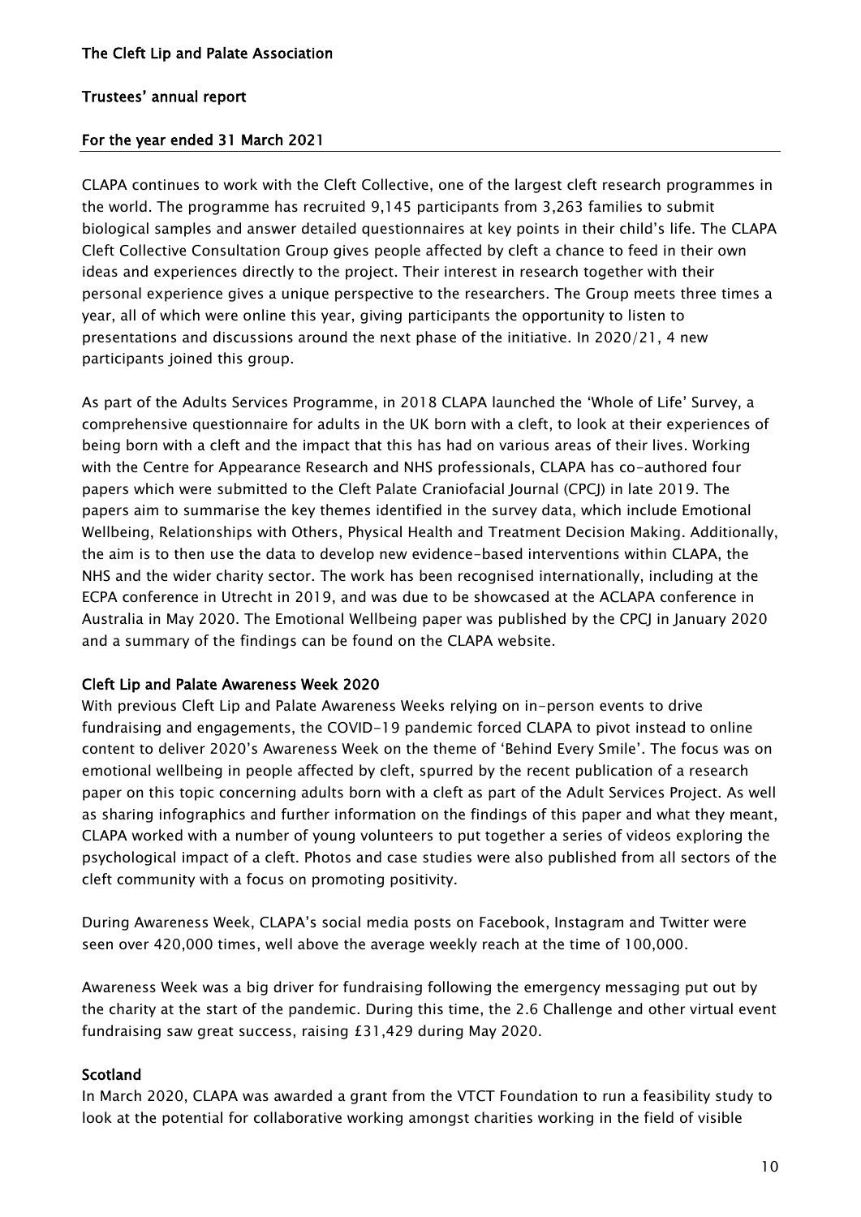CLAPA continues to work with the Cleft Collective, one of the largest cleft research programmes in the world. The programme has recruited 9,145 participants from 3,263 families to submit biological samples and answer detailed questionnaires at key points in their child's life. The CLAPA Cleft Collective Consultation Group gives people affected by cleft a chance to feed in their own ideas and experiences directly to the project. Their interest in research together with their personal experience gives a unique perspective to the researchers. The Group meets three times a year, all of which were online this year, giving participants the opportunity to listen to presentations and discussions around the next phase of the initiative. In 2020/21, 4 new participants joined this group.

As part of the Adults Services Programme, in 2018 CLAPA launched the 'Whole of Life' Survey, a comprehensive questionnaire for adults in the UK born with a cleft, to look at their experiences of being born with a cleft and the impact that this has had on various areas of their lives. Working with the Centre for Appearance Research and NHS professionals, CLAPA has co-authored four papers which were submitted to the Cleft Palate Craniofacial Journal (CPCJ) in late 2019. The papers aim to summarise the key themes identified in the survey data, which include Emotional Wellbeing, Relationships with Others, Physical Health and Treatment Decision Making. Additionally, the aim is to then use the data to develop new evidence-based interventions within CLAPA, the NHS and the wider charity sector. The work has been recognised internationally, including at the ECPA conference in Utrecht in 2019, and was due to be showcased at the ACLAPA conference in Australia in May 2020. The Emotional Wellbeing paper was published by the CPCJ in January 2020 and a summary of the findings can be found on the CLAPA website.

## Cleft Lip and Palate Awareness Week 2020

With previous Cleft Lip and Palate Awareness Weeks relying on in-person events to drive fundraising and engagements, the COVID-19 pandemic forced CLAPA to pivot instead to online content to deliver 2020's Awareness Week on the theme of 'Behind Every Smile'. The focus was on emotional wellbeing in people affected by cleft, spurred by the recent publication of a research paper on this topic concerning adults born with a cleft as part of the Adult Services Project. As well as sharing infographics and further information on the findings of this paper and what they meant, CLAPA worked with a number of young volunteers to put together a series of videos exploring the psychological impact of a cleft. Photos and case studies were also published from all sectors of the cleft community with a focus on promoting positivity.

During Awareness Week, CLAPA's social media posts on Facebook, Instagram and Twitter were seen over 420,000 times, well above the average weekly reach at the time of 100,000.

Awareness Week was a big driver for fundraising following the emergency messaging put out by the charity at the start of the pandemic. During this time, the 2.6 Challenge and other virtual event fundraising saw great success, raising £31,429 during May 2020.

## Scotland

In March 2020, CLAPA was awarded a grant from the VTCT Foundation to run a feasibility study to look at the potential for collaborative working amongst charities working in the field of visible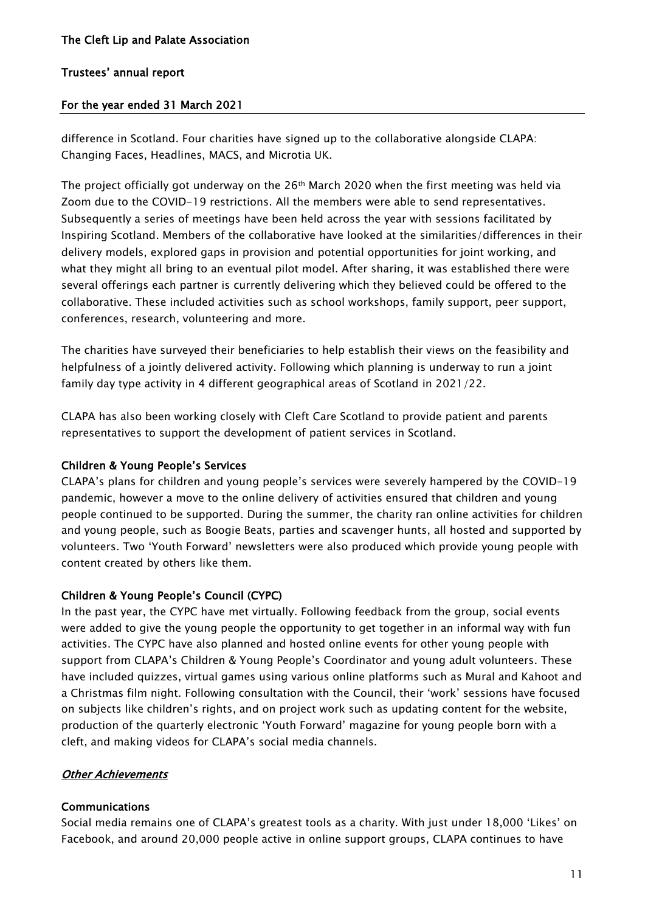difference in Scotland. Four charities have signed up to the collaborative alongside CLAPA: Changing Faces, Headlines, MACS, and Microtia UK.

The project officially got underway on the 26th March 2020 when the first meeting was held via Zoom due to the COVID-19 restrictions. All the members were able to send representatives. Subsequently a series of meetings have been held across the year with sessions facilitated by Inspiring Scotland. Members of the collaborative have looked at the similarities/differences in their delivery models, explored gaps in provision and potential opportunities for joint working, and what they might all bring to an eventual pilot model. After sharing, it was established there were several offerings each partner is currently delivering which they believed could be offered to the collaborative. These included activities such as school workshops, family support, peer support, conferences, research, volunteering and more.

The charities have surveyed their beneficiaries to help establish their views on the feasibility and helpfulness of a jointly delivered activity. Following which planning is underway to run a joint family day type activity in 4 different geographical areas of Scotland in 2021/22.

CLAPA has also been working closely with Cleft Care Scotland to provide patient and parents representatives to support the development of patient services in Scotland.

**Children & Young People's Services**

CLAPA's plans for children and young people's services were severely hampered by the COVID-19 pandemic, however a move to the online delivery of activities ensured that children and young people continued to be supported. During the summer, the charity ran online activities for children and young people, such as Boogie Beats, parties and scavenger hunts, all hosted and supported by volunteers. Two 'Youth Forward' newsletters were also produced which provide young people with content created by others like them.

**Children & Young People's Council (CYPC)**

In the past year, the CYPC have met virtually. Following feedback from the group, social events were added to give the young people the opportunity to get together in an informal way with fun activities. The CYPC have also planned and hosted online events for other young people with support from CLAPA's Children & Young People's Coordinator and young adult volunteers. These have included quizzes, virtual games using various online platforms such as Mural and Kahoot and a Christmas film night. Following consultation with the Council, their 'work' sessions have focused on subjects like children's rights, and on project work such as updating content for the website, production of the quarterly electronic 'Youth Forward' magazine for young people born with a cleft, and making videos for CLAPA's social media channels.

***Other Achievements***

**Communications**

Social media remains one of CLAPA's greatest tools as a charity. With just under 18,000 'Likes' on Facebook, and around 20,000 people active in online support groups, CLAPA continues to have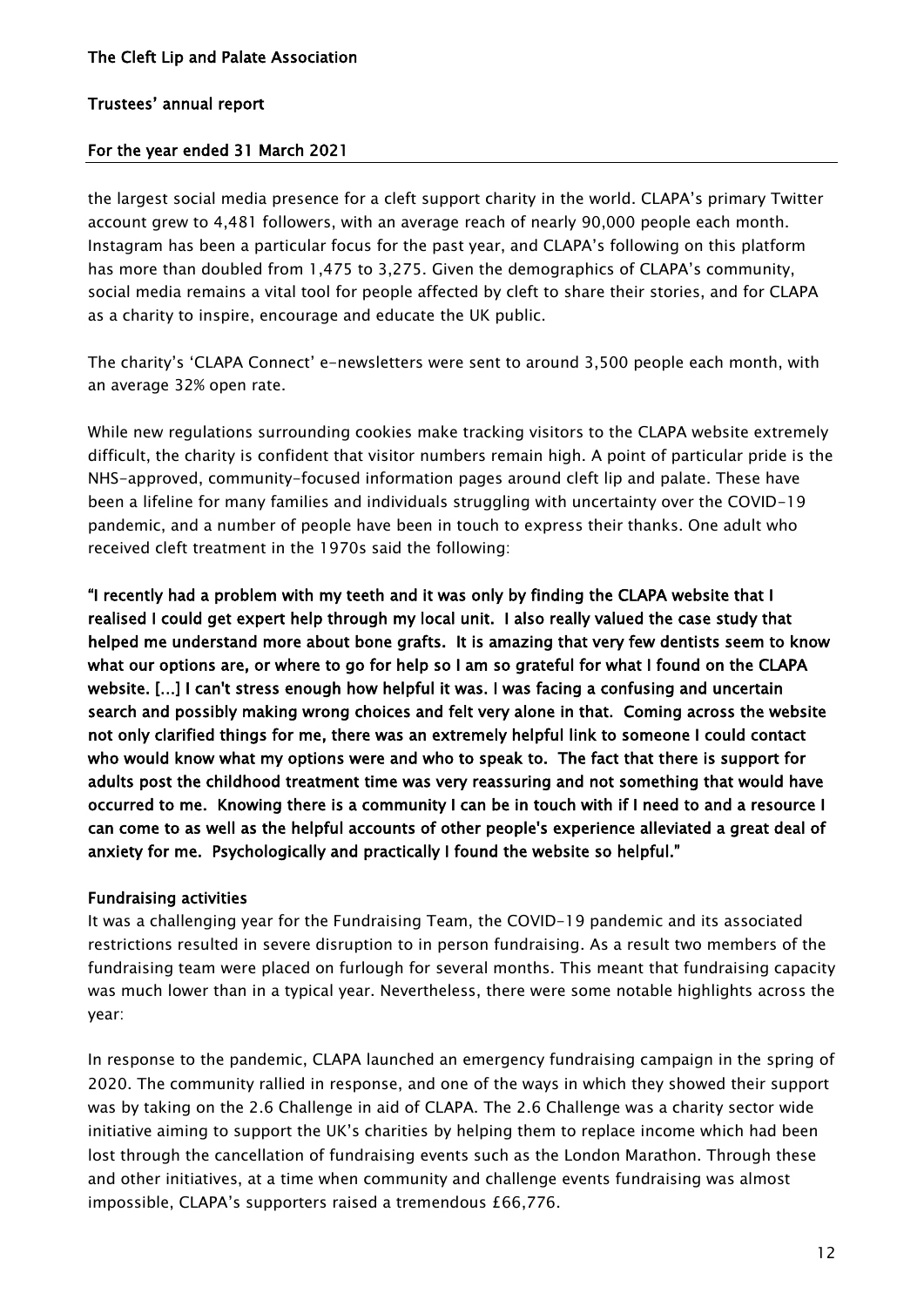the largest social media presence for a cleft support charity in the world. CLAPA's primary Twitter account grew to 4,481 followers, with an average reach of nearly 90,000 people each month. Instagram has been a particular focus for the past year, and CLAPA's following on this platform has more than doubled from 1,475 to 3,275. Given the demographics of CLAPA's community, social media remains a vital tool for people affected by cleft to share their stories, and for CLAPA as a charity to inspire, encourage and educate the UK public.

The charity's 'CLAPA Connect' e-newsletters were sent to around 3,500 people each month, with an average 32% open rate.

While new regulations surrounding cookies make tracking visitors to the CLAPA website extremely difficult, the charity is confident that visitor numbers remain high. A point of particular pride is the NHS-approved, community-focused information pages around cleft lip and palate. These have been a lifeline for many families and individuals struggling with uncertainty over the COVID-19 pandemic, and a number of people have been in touch to express their thanks. One adult who received cleft treatment in the 1970s said the following:

**"I recently had a problem with my teeth and it was only by finding the CLAPA website that I realised I could get expert help through my local unit. I also really valued the case study that helped me understand more about bone grafts. It is amazing that very few dentists seem to know what our options are, or where to go for help so I am so grateful for what I found on the CLAPA website. […] I can't stress enough how helpful it was. I was facing a confusing and uncertain search and possibly making wrong choices and felt very alone in that. Coming across the website not only clarified things for me, there was an extremely helpful link to someone I could contact who would know what my options were and who to speak to. The fact that there is support for adults post the childhood treatment time was very reassuring and not something that would have occurred to me. Knowing there is a community I can be in touch with if I need to and a resource I can come to as well as the helpful accounts of other people's experience alleviated a great deal of anxiety for me. Psychologically and practically I found the website so helpful."**

### Fundraising activities

It was a challenging year for the Fundraising Team, the COVID-19 pandemic and its associated restrictions resulted in severe disruption to in person fundraising. As a result two members of the fundraising team were placed on furlough for several months. This meant that fundraising capacity was much lower than in a typical year. Nevertheless, there were some notable highlights across the year:

In response to the pandemic, CLAPA launched an emergency fundraising campaign in the spring of 2020. The community rallied in response, and one of the ways in which they showed their support was by taking on the 2.6 Challenge in aid of CLAPA. The 2.6 Challenge was a charity sector wide initiative aiming to support the UK's charities by helping them to replace income which had been lost through the cancellation of fundraising events such as the London Marathon. Through these and other initiatives, at a time when community and challenge events fundraising was almost impossible, CLAPA's supporters raised a tremendous £66,776.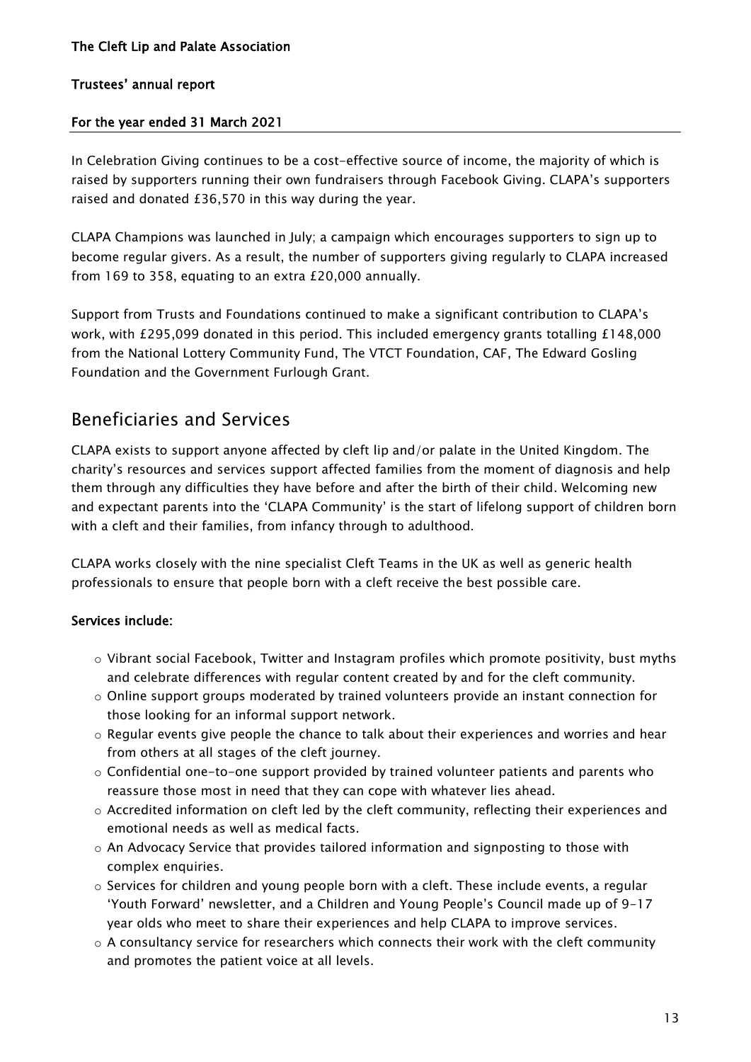In Celebration Giving continues to be a cost-effective source of income, the majority of which is raised by supporters running their own fundraisers through Facebook Giving. CLAPA's supporters raised and donated £36,570 in this way during the year.

CLAPA Champions was launched in July; a campaign which encourages supporters to sign up to become regular givers. As a result, the number of supporters giving regularly to CLAPA increased from 169 to 358, equating to an extra £20,000 annually.

Support from Trusts and Foundations continued to make a significant contribution to CLAPA's work, with £295,099 donated in this period. This included emergency grants totalling £148,000 from the National Lottery Community Fund, The VTCT Foundation, CAF, The Edward Gosling Foundation and the Government Furlough Grant.

## Beneficiaries and Services

CLAPA exists to support anyone affected by cleft lip and/or palate in the United Kingdom. The charity's resources and services support affected families from the moment of diagnosis and help them through any difficulties they have before and after the birth of their child. Welcoming new and expectant parents into the 'CLAPA Community' is the start of lifelong support of children born with a cleft and their families, from infancy through to adulthood.

CLAPA works closely with the nine specialist Cleft Teams in the UK as well as generic health professionals to ensure that people born with a cleft receive the best possible care.

**Services include:**

- Vibrant social Facebook, Twitter and Instagram profiles which promote positivity, bust myths and celebrate differences with regular content created by and for the cleft community.
- Online support groups moderated by trained volunteers provide an instant connection for those looking for an informal support network.
- Regular events give people the chance to talk about their experiences and worries and hear from others at all stages of the cleft journey.
- Confidential one-to-one support provided by trained volunteer patients and parents who reassure those most in need that they can cope with whatever lies ahead.
- Accredited information on cleft led by the cleft community, reflecting their experiences and emotional needs as well as medical facts.
- An Advocacy Service that provides tailored information and signposting to those with complex enquiries.
- Services for children and young people born with a cleft. These include events, a regular 'Youth Forward' newsletter, and a Children and Young People's Council made up of 9-17 year olds who meet to share their experiences and help CLAPA to improve services.
- A consultancy service for researchers which connects their work with the cleft community and promotes the patient voice at all levels.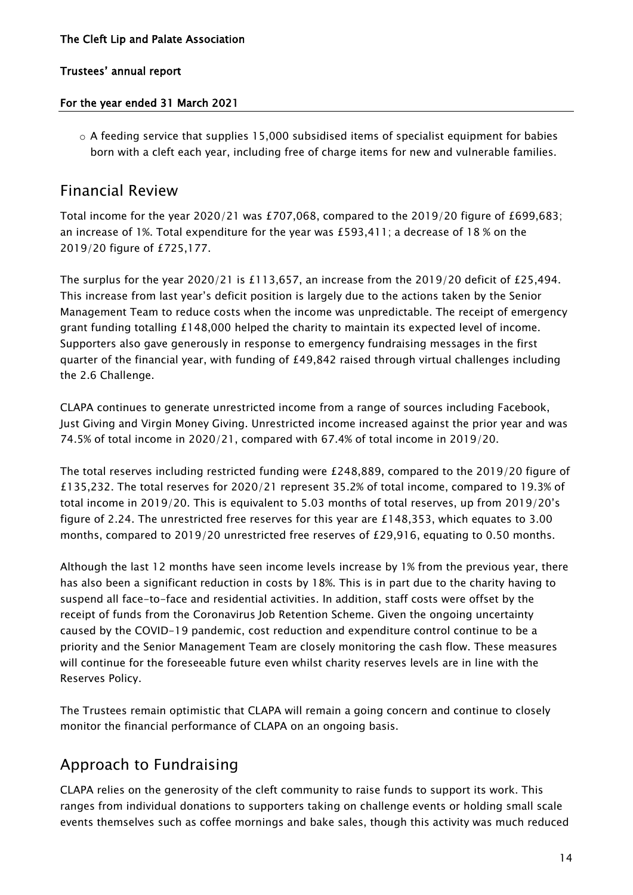- A feeding service that supplies 15,000 subsidised items of specialist equipment for babies born with a cleft each year, including free of charge items for new and vulnerable families.

## Financial Review

Total income for the year 2020/21 was £707,068, compared to the 2019/20 figure of £699,683; an increase of 1%. Total expenditure for the year was £593,411; a decrease of 18 % on the 2019/20 figure of £725,177.

The surplus for the year 2020/21 is £113,657, an increase from the 2019/20 deficit of £25,494. This increase from last year's deficit position is largely due to the actions taken by the Senior Management Team to reduce costs when the income was unpredictable. The receipt of emergency grant funding totalling £148,000 helped the charity to maintain its expected level of income. Supporters also gave generously in response to emergency fundraising messages in the first quarter of the financial year, with funding of £49,842 raised through virtual challenges including the 2.6 Challenge.

CLAPA continues to generate unrestricted income from a range of sources including Facebook, Just Giving and Virgin Money Giving. Unrestricted income increased against the prior year and was 74.5% of total income in 2020/21, compared with 67.4% of total income in 2019/20.

The total reserves including restricted funding were £248,889, compared to the 2019/20 figure of £135,232. The total reserves for 2020/21 represent 35.2% of total income, compared to 19.3% of total income in 2019/20. This is equivalent to 5.03 months of total reserves, up from 2019/20's figure of 2.24. The unrestricted free reserves for this year are £148,353, which equates to 3.00 months, compared to 2019/20 unrestricted free reserves of £29,916, equating to 0.50 months.

Although the last 12 months have seen income levels increase by 1% from the previous year, there has also been a significant reduction in costs by 18%. This is in part due to the charity having to suspend all face-to-face and residential activities. In addition, staff costs were offset by the receipt of funds from the Coronavirus Job Retention Scheme. Given the ongoing uncertainty caused by the COVID-19 pandemic, cost reduction and expenditure control continue to be a priority and the Senior Management Team are closely monitoring the cash flow. These measures will continue for the foreseeable future even whilst charity reserves levels are in line with the Reserves Policy.

The Trustees remain optimistic that CLAPA will remain a going concern and continue to closely monitor the financial performance of CLAPA on an ongoing basis.

## Approach to Fundraising

CLAPA relies on the generosity of the cleft community to raise funds to support its work. This ranges from individual donations to supporters taking on challenge events or holding small scale events themselves such as coffee mornings and bake sales, though this activity was much reduced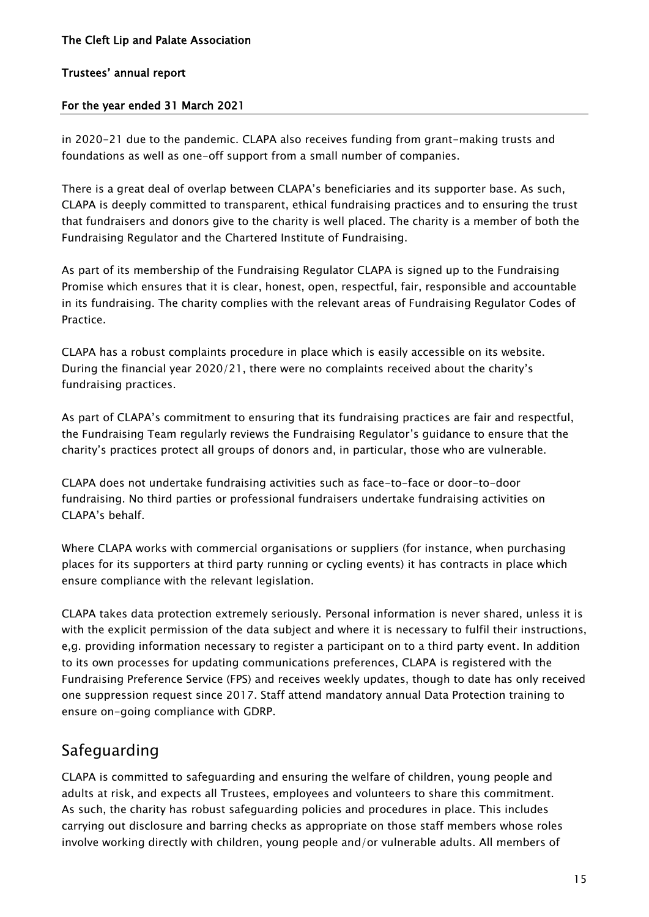in 2020-21 due to the pandemic. CLAPA also receives funding from grant-making trusts and foundations as well as one-off support from a small number of companies.

There is a great deal of overlap between CLAPA's beneficiaries and its supporter base. As such, CLAPA is deeply committed to transparent, ethical fundraising practices and to ensuring the trust that fundraisers and donors give to the charity is well placed. The charity is a member of both the Fundraising Regulator and the Chartered Institute of Fundraising.

As part of its membership of the Fundraising Regulator CLAPA is signed up to the Fundraising Promise which ensures that it is clear, honest, open, respectful, fair, responsible and accountable in its fundraising. The charity complies with the relevant areas of Fundraising Regulator Codes of Practice.

CLAPA has a robust complaints procedure in place which is easily accessible on its website. During the financial year 2020/21, there were no complaints received about the charity's fundraising practices.

As part of CLAPA's commitment to ensuring that its fundraising practices are fair and respectful, the Fundraising Team regularly reviews the Fundraising Regulator's guidance to ensure that the charity's practices protect all groups of donors and, in particular, those who are vulnerable.

CLAPA does not undertake fundraising activities such as face-to-face or door-to-door fundraising. No third parties or professional fundraisers undertake fundraising activities on CLAPA's behalf.

Where CLAPA works with commercial organisations or suppliers (for instance, when purchasing places for its supporters at third party running or cycling events) it has contracts in place which ensure compliance with the relevant legislation.

CLAPA takes data protection extremely seriously. Personal information is never shared, unless it is with the explicit permission of the data subject and where it is necessary to fulfil their instructions, e,g. providing information necessary to register a participant on to a third party event. In addition to its own processes for updating communications preferences, CLAPA is registered with the Fundraising Preference Service (FPS) and receives weekly updates, though to date has only received one suppression request since 2017. Staff attend mandatory annual Data Protection training to ensure on-going compliance with GDRP.

## Safeguarding

CLAPA is committed to safeguarding and ensuring the welfare of children, young people and adults at risk, and expects all Trustees, employees and volunteers to share this commitment. As such, the charity has robust safeguarding policies and procedures in place. This includes carrying out disclosure and barring checks as appropriate on those staff members whose roles involve working directly with children, young people and/or vulnerable adults. All members of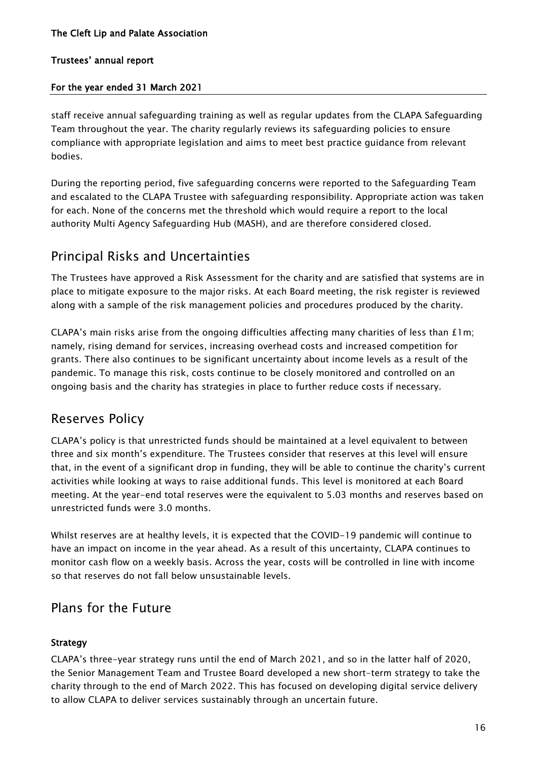staff receive annual safeguarding training as well as regular updates from the CLAPA Safeguarding Team throughout the year. The charity regularly reviews its safeguarding policies to ensure compliance with appropriate legislation and aims to meet best practice guidance from relevant bodies.

During the reporting period, five safeguarding concerns were reported to the Safeguarding Team and escalated to the CLAPA Trustee with safeguarding responsibility. Appropriate action was taken for each. None of the concerns met the threshold which would require a report to the local authority Multi Agency Safeguarding Hub (MASH), and are therefore considered closed.

## Principal Risks and Uncertainties

The Trustees have approved a Risk Assessment for the charity and are satisfied that systems are in place to mitigate exposure to the major risks. At each Board meeting, the risk register is reviewed along with a sample of the risk management policies and procedures produced by the charity.

CLAPA's main risks arise from the ongoing difficulties affecting many charities of less than £1m; namely, rising demand for services, increasing overhead costs and increased competition for grants. There also continues to be significant uncertainty about income levels as a result of the pandemic. To manage this risk, costs continue to be closely monitored and controlled on an ongoing basis and the charity has strategies in place to further reduce costs if necessary.

## Reserves Policy

CLAPA's policy is that unrestricted funds should be maintained at a level equivalent to between three and six month's expenditure. The Trustees consider that reserves at this level will ensure that, in the event of a significant drop in funding, they will be able to continue the charity's current activities while looking at ways to raise additional funds. This level is monitored at each Board meeting. At the year-end total reserves were the equivalent to 5.03 months and reserves based on unrestricted funds were 3.0 months.

Whilst reserves are at healthy levels, it is expected that the COVID-19 pandemic will continue to have an impact on income in the year ahead. As a result of this uncertainty, CLAPA continues to monitor cash flow on a weekly basis. Across the year, costs will be controlled in line with income so that reserves do not fall below unsustainable levels.

## Plans for the Future

### Strategy

CLAPA's three-year strategy runs until the end of March 2021, and so in the latter half of 2020, the Senior Management Team and Trustee Board developed a new short-term strategy to take the charity through to the end of March 2022. This has focused on developing digital service delivery to allow CLAPA to deliver services sustainably through an uncertain future.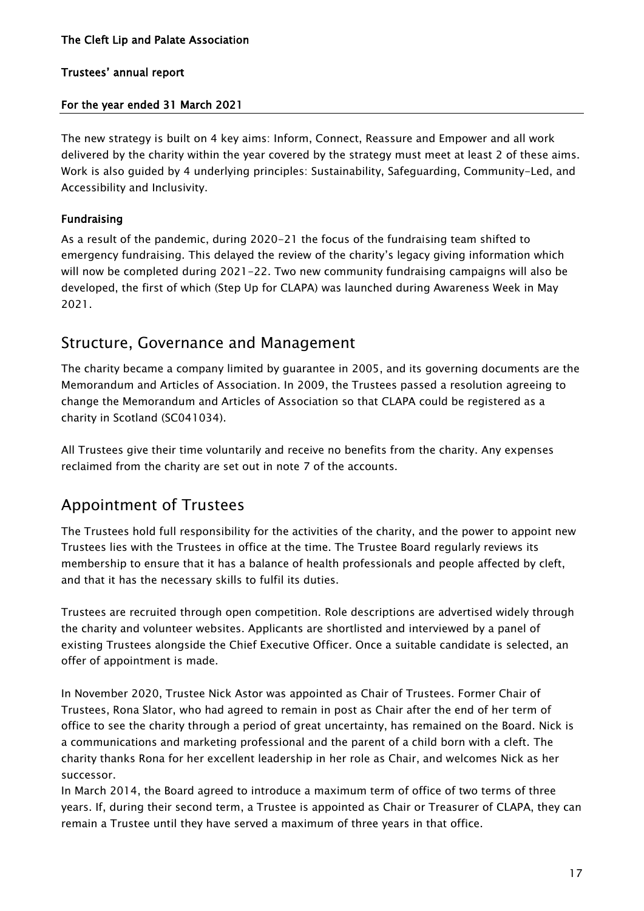The new strategy is built on 4 key aims: Inform, Connect, Reassure and Empower and all work delivered by the charity within the year covered by the strategy must meet at least 2 of these aims. Work is also guided by 4 underlying principles: Sustainability, Safeguarding, Community-Led, and Accessibility and Inclusivity.

### Fundraising

As a result of the pandemic, during 2020-21 the focus of the fundraising team shifted to emergency fundraising. This delayed the review of the charity's legacy giving information which will now be completed during 2021-22. Two new community fundraising campaigns will also be developed, the first of which (Step Up for CLAPA) was launched during Awareness Week in May 2021.

## Structure, Governance and Management

The charity became a company limited by guarantee in 2005, and its governing documents are the Memorandum and Articles of Association. In 2009, the Trustees passed a resolution agreeing to change the Memorandum and Articles of Association so that CLAPA could be registered as a charity in Scotland (SC041034).

All Trustees give their time voluntarily and receive no benefits from the charity. Any expenses reclaimed from the charity are set out in note 7 of the accounts.

## Appointment of Trustees

The Trustees hold full responsibility for the activities of the charity, and the power to appoint new Trustees lies with the Trustees in office at the time. The Trustee Board regularly reviews its membership to ensure that it has a balance of health professionals and people affected by cleft, and that it has the necessary skills to fulfil its duties.

Trustees are recruited through open competition. Role descriptions are advertised widely through the charity and volunteer websites. Applicants are shortlisted and interviewed by a panel of existing Trustees alongside the Chief Executive Officer. Once a suitable candidate is selected, an offer of appointment is made.

In November 2020, Trustee Nick Astor was appointed as Chair of Trustees. Former Chair of Trustees, Rona Slator, who had agreed to remain in post as Chair after the end of her term of office to see the charity through a period of great uncertainty, has remained on the Board. Nick is a communications and marketing professional and the parent of a child born with a cleft. The charity thanks Rona for her excellent leadership in her role as Chair, and welcomes Nick as her successor.

In March 2014, the Board agreed to introduce a maximum term of office of two terms of three years. If, during their second term, a Trustee is appointed as Chair or Treasurer of CLAPA, they can remain a Trustee until they have served a maximum of three years in that office.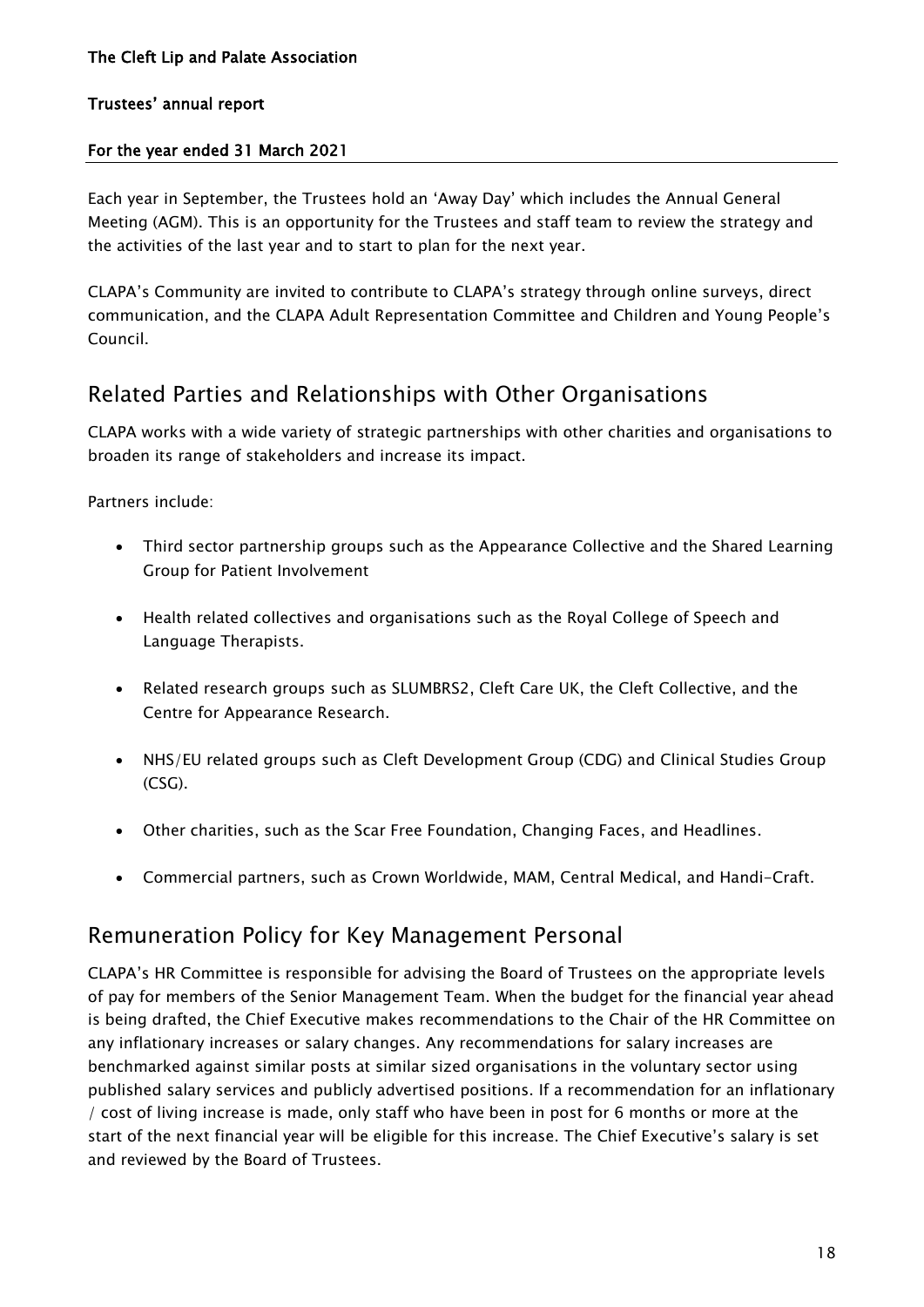Each year in September, the Trustees hold an 'Away Day' which includes the Annual General Meeting (AGM). This is an opportunity for the Trustees and staff team to review the strategy and the activities of the last year and to start to plan for the next year.

CLAPA's Community are invited to contribute to CLAPA's strategy through online surveys, direct communication, and the CLAPA Adult Representation Committee and Children and Young People's Council.

## Related Parties and Relationships with Other Organisations

CLAPA works with a wide variety of strategic partnerships with other charities and organisations to broaden its range of stakeholders and increase its impact.

Partners include:

- Third sector partnership groups such as the Appearance Collective and the Shared Learning Group for Patient Involvement
- Health related collectives and organisations such as the Royal College of Speech and Language Therapists.
- Related research groups such as SLUMBRS2, Cleft Care UK, the Cleft Collective, and the Centre for Appearance Research.
- NHS/EU related groups such as Cleft Development Group (CDG) and Clinical Studies Group (CSG).
- Other charities, such as the Scar Free Foundation, Changing Faces, and Headlines.
- Commercial partners, such as Crown Worldwide, MAM, Central Medical, and Handi-Craft.

## Remuneration Policy for Key Management Personal

CLAPA's HR Committee is responsible for advising the Board of Trustees on the appropriate levels of pay for members of the Senior Management Team. When the budget for the financial year ahead is being drafted, the Chief Executive makes recommendations to the Chair of the HR Committee on any inflationary increases or salary changes. Any recommendations for salary increases are benchmarked against similar posts at similar sized organisations in the voluntary sector using published salary services and publicly advertised positions. If a recommendation for an inflationary / cost of living increase is made, only staff who have been in post for 6 months or more at the start of the next financial year will be eligible for this increase. The Chief Executive's salary is set and reviewed by the Board of Trustees.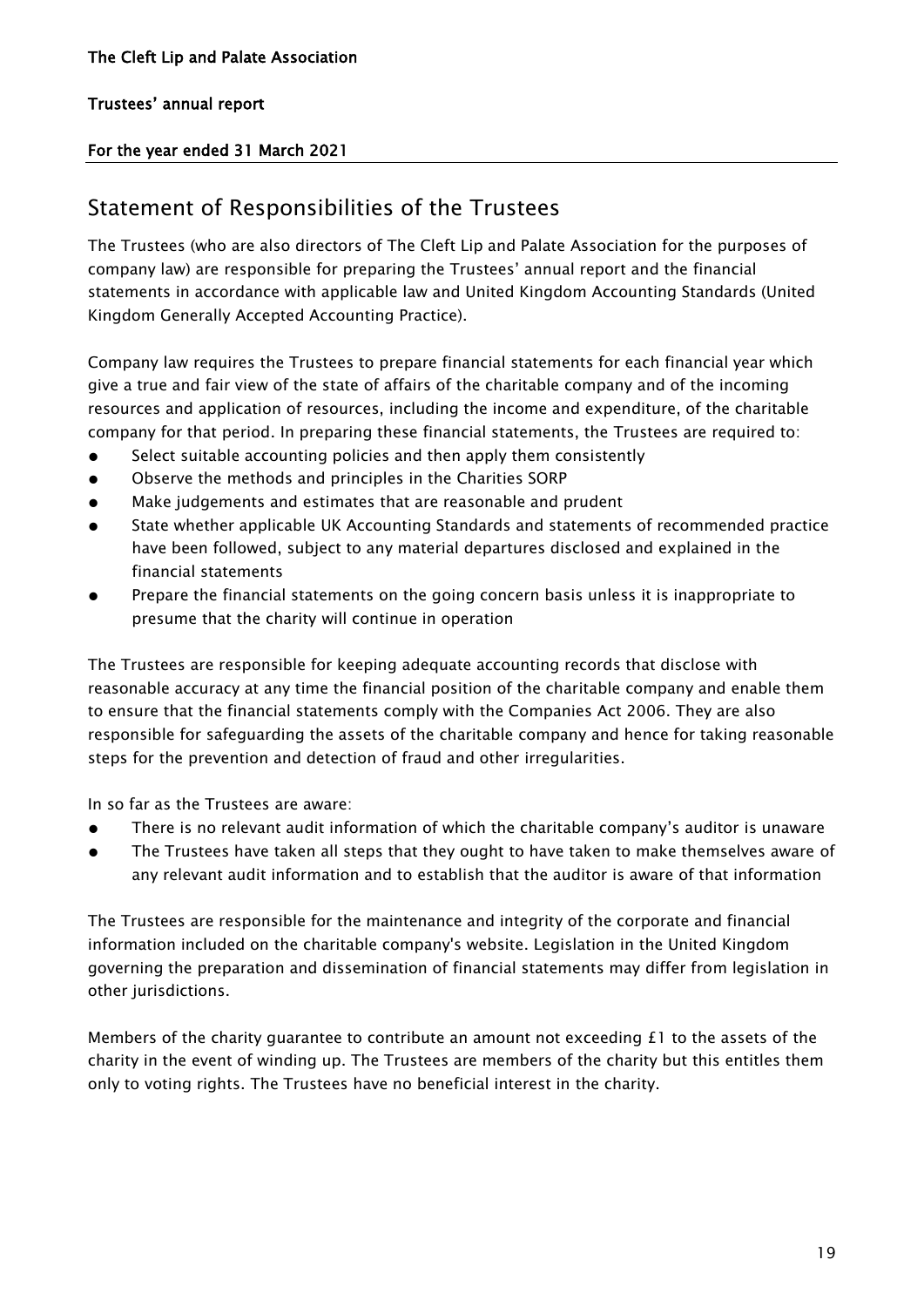# Statement of Responsibilities of the Trustees

The Trustees (who are also directors of The Cleft Lip and Palate Association for the purposes of company law) are responsible for preparing the Trustees' annual report and the financial statements in accordance with applicable law and United Kingdom Accounting Standards (United Kingdom Generally Accepted Accounting Practice).

Company law requires the Trustees to prepare financial statements for each financial year which give a true and fair view of the state of affairs of the charitable company and of the incoming resources and application of resources, including the income and expenditure, of the charitable company for that period. In preparing these financial statements, the Trustees are required to:

- Select suitable accounting policies and then apply them consistently
- Observe the methods and principles in the Charities SORP
- Make judgements and estimates that are reasonable and prudent
- State whether applicable UK Accounting Standards and statements of recommended practice have been followed, subject to any material departures disclosed and explained in the financial statements
- Prepare the financial statements on the going concern basis unless it is inappropriate to presume that the charity will continue in operation

The Trustees are responsible for keeping adequate accounting records that disclose with reasonable accuracy at any time the financial position of the charitable company and enable them to ensure that the financial statements comply with the Companies Act 2006. They are also responsible for safeguarding the assets of the charitable company and hence for taking reasonable steps for the prevention and detection of fraud and other irregularities.

In so far as the Trustees are aware:

- There is no relevant audit information of which the charitable company's auditor is unaware
- The Trustees have taken all steps that they ought to have taken to make themselves aware of any relevant audit information and to establish that the auditor is aware of that information

The Trustees are responsible for the maintenance and integrity of the corporate and financial information included on the charitable company's website. Legislation in the United Kingdom governing the preparation and dissemination of financial statements may differ from legislation in other jurisdictions.

Members of the charity guarantee to contribute an amount not exceeding £1 to the assets of the charity in the event of winding up. The Trustees are members of the charity but this entitles them only to voting rights. The Trustees have no beneficial interest in the charity.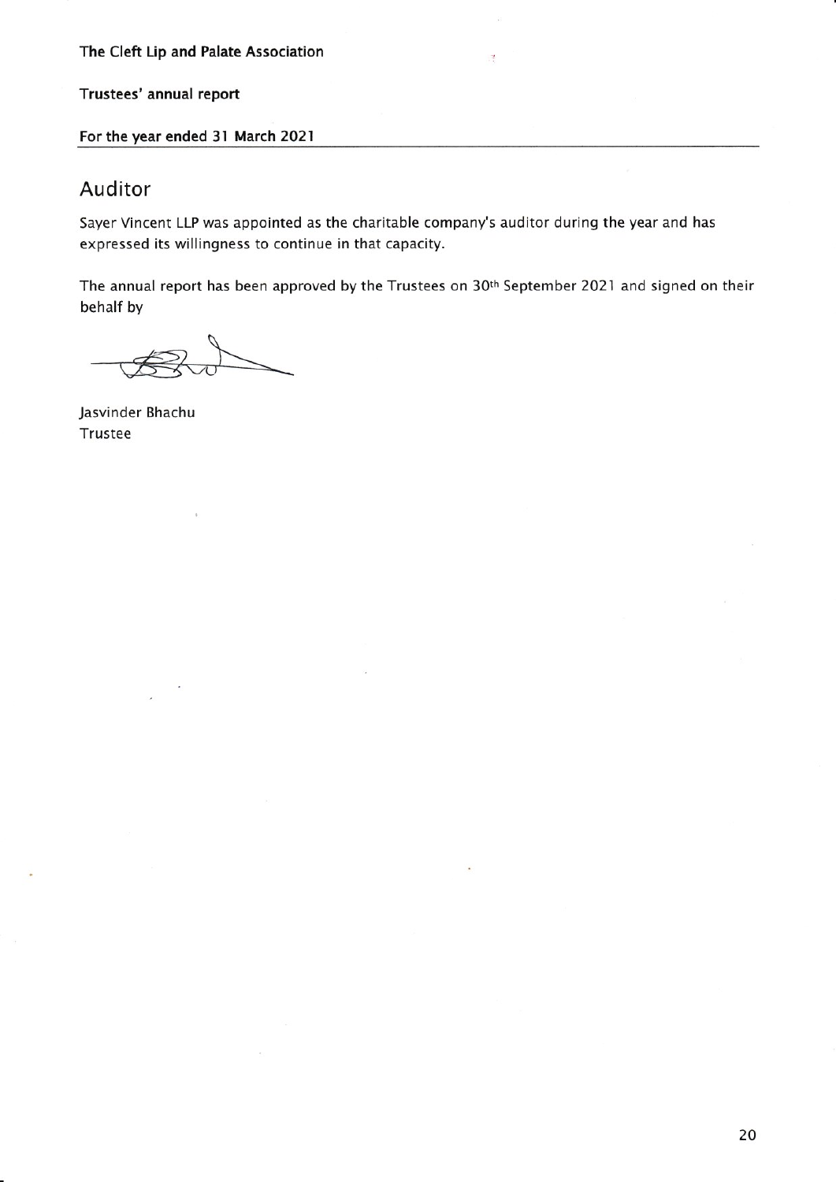## Auditor

Sayer Vincent LLP was appointed as the charitable company's auditor during the year and has expressed its willingness to continue in that capacity.

The annual report has been approved by the Trustees on 30th September 2021 and signed on their behalf by

Jasvinder Bhachu
Trustee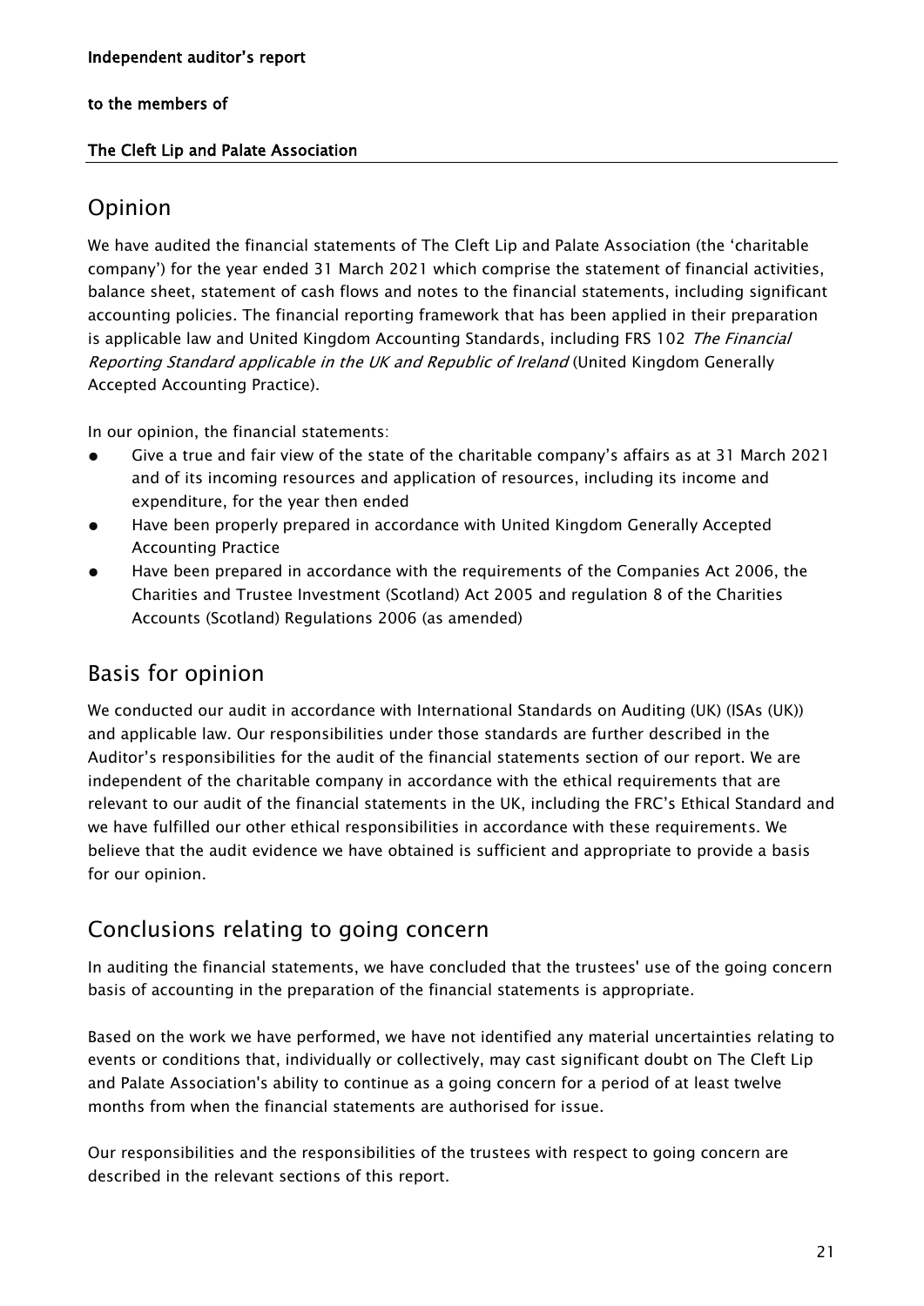**Independent auditor's report**

**to the members of**

**The Cleft Lip and Palate Association**

## Opinion

We have audited the financial statements of The Cleft Lip and Palate Association (the 'charitable company') for the year ended 31 March 2021 which comprise the statement of financial activities, balance sheet, statement of cash flows and notes to the financial statements, including significant accounting policies. The financial reporting framework that has been applied in their preparation is applicable law and United Kingdom Accounting Standards, including FRS 102 *The Financial Reporting Standard applicable in the UK and Republic of Ireland* (United Kingdom Generally Accepted Accounting Practice).

In our opinion, the financial statements:

- Give a true and fair view of the state of the charitable company's affairs as at 31 March 2021 and of its incoming resources and application of resources, including its income and expenditure, for the year then ended
- Have been properly prepared in accordance with United Kingdom Generally Accepted Accounting Practice
- Have been prepared in accordance with the requirements of the Companies Act 2006, the Charities and Trustee Investment (Scotland) Act 2005 and regulation 8 of the Charities Accounts (Scotland) Regulations 2006 (as amended)

## Basis for opinion

We conducted our audit in accordance with International Standards on Auditing (UK) (ISAs (UK)) and applicable law. Our responsibilities under those standards are further described in the Auditor's responsibilities for the audit of the financial statements section of our report. We are independent of the charitable company in accordance with the ethical requirements that are relevant to our audit of the financial statements in the UK, including the FRC's Ethical Standard and we have fulfilled our other ethical responsibilities in accordance with these requirements. We believe that the audit evidence we have obtained is sufficient and appropriate to provide a basis for our opinion.

## Conclusions relating to going concern

In auditing the financial statements, we have concluded that the trustees' use of the going concern basis of accounting in the preparation of the financial statements is appropriate.

Based on the work we have performed, we have not identified any material uncertainties relating to events or conditions that, individually or collectively, may cast significant doubt on The Cleft Lip and Palate Association's ability to continue as a going concern for a period of at least twelve months from when the financial statements are authorised for issue.

Our responsibilities and the responsibilities of the trustees with respect to going concern are described in the relevant sections of this report.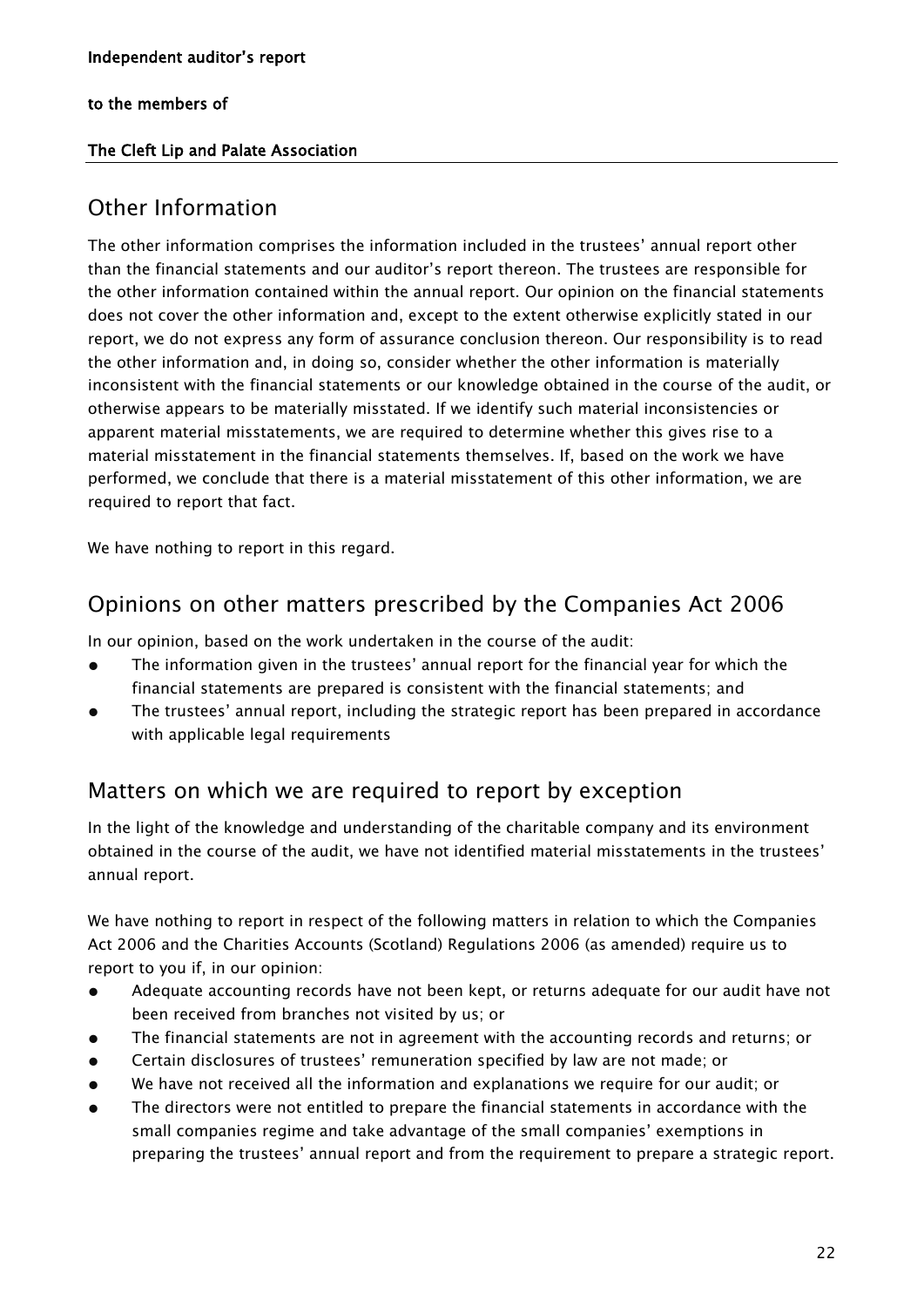**Independent auditor's report**

**to the members of**

**The Cleft Lip and Palate Association**

## Other Information

The other information comprises the information included in the trustees' annual report other than the financial statements and our auditor's report thereon. The trustees are responsible for the other information contained within the annual report. Our opinion on the financial statements does not cover the other information and, except to the extent otherwise explicitly stated in our report, we do not express any form of assurance conclusion thereon. Our responsibility is to read the other information and, in doing so, consider whether the other information is materially inconsistent with the financial statements or our knowledge obtained in the course of the audit, or otherwise appears to be materially misstated. If we identify such material inconsistencies or apparent material misstatements, we are required to determine whether this gives rise to a material misstatement in the financial statements themselves. If, based on the work we have performed, we conclude that there is a material misstatement of this other information, we are required to report that fact.

We have nothing to report in this regard.

## Opinions on other matters prescribed by the Companies Act 2006

In our opinion, based on the work undertaken in the course of the audit:

- The information given in the trustees' annual report for the financial year for which the financial statements are prepared is consistent with the financial statements; and
- The trustees' annual report, including the strategic report has been prepared in accordance with applicable legal requirements

## Matters on which we are required to report by exception

In the light of the knowledge and understanding of the charitable company and its environment obtained in the course of the audit, we have not identified material misstatements in the trustees' annual report.

We have nothing to report in respect of the following matters in relation to which the Companies Act 2006 and the Charities Accounts (Scotland) Regulations 2006 (as amended) require us to report to you if, in our opinion:

- Adequate accounting records have not been kept, or returns adequate for our audit have not been received from branches not visited by us; or
- The financial statements are not in agreement with the accounting records and returns; or
- Certain disclosures of trustees' remuneration specified by law are not made; or
- We have not received all the information and explanations we require for our audit; or
- The directors were not entitled to prepare the financial statements in accordance with the small companies regime and take advantage of the small companies' exemptions in preparing the trustees' annual report and from the requirement to prepare a strategic report.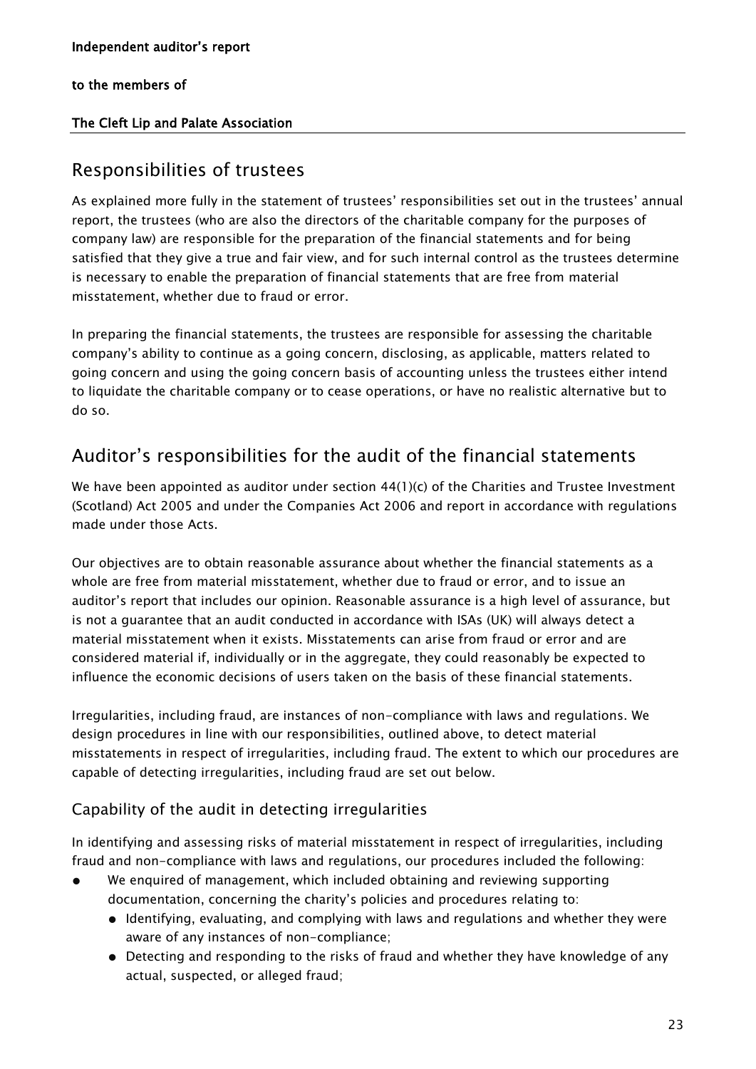Independent auditor's report

to the members of

**The Cleft Lip and Palate Association**

## Responsibilities of trustees

As explained more fully in the statement of trustees' responsibilities set out in the trustees' annual report, the trustees (who are also the directors of the charitable company for the purposes of company law) are responsible for the preparation of the financial statements and for being satisfied that they give a true and fair view, and for such internal control as the trustees determine is necessary to enable the preparation of financial statements that are free from material misstatement, whether due to fraud or error.

In preparing the financial statements, the trustees are responsible for assessing the charitable company's ability to continue as a going concern, disclosing, as applicable, matters related to going concern and using the going concern basis of accounting unless the trustees either intend to liquidate the charitable company or to cease operations, or have no realistic alternative but to do so.

## Auditor's responsibilities for the audit of the financial statements

We have been appointed as auditor under section 44(1)(c) of the Charities and Trustee Investment (Scotland) Act 2005 and under the Companies Act 2006 and report in accordance with regulations made under those Acts.

Our objectives are to obtain reasonable assurance about whether the financial statements as a whole are free from material misstatement, whether due to fraud or error, and to issue an auditor's report that includes our opinion. Reasonable assurance is a high level of assurance, but is not a guarantee that an audit conducted in accordance with ISAs (UK) will always detect a material misstatement when it exists. Misstatements can arise from fraud or error and are considered material if, individually or in the aggregate, they could reasonably be expected to influence the economic decisions of users taken on the basis of these financial statements.

Irregularities, including fraud, are instances of non-compliance with laws and regulations. We design procedures in line with our responsibilities, outlined above, to detect material misstatements in respect of irregularities, including fraud. The extent to which our procedures are capable of detecting irregularities, including fraud are set out below.

### Capability of the audit in detecting irregularities

In identifying and assessing risks of material misstatement in respect of irregularities, including fraud and non-compliance with laws and regulations, our procedures included the following:

- We enquired of management, which included obtaining and reviewing supporting documentation, concerning the charity's policies and procedures relating to:
  - Identifying, evaluating, and complying with laws and regulations and whether they were aware of any instances of non-compliance;
  - Detecting and responding to the risks of fraud and whether they have knowledge of any actual, suspected, or alleged fraud;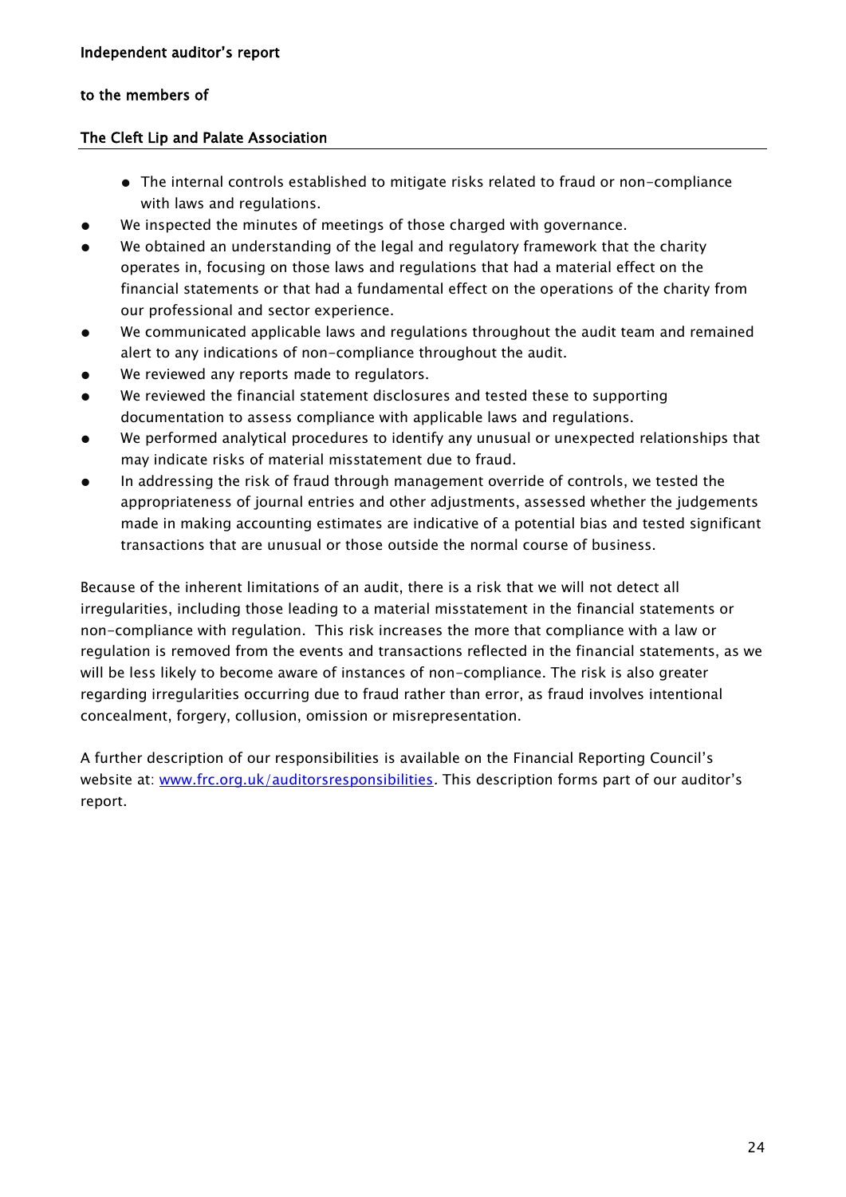**Independent auditor's report**

**to the members of**

**The Cleft Lip and Palate Association**

  - The internal controls established to mitigate risks related to fraud or non-compliance with laws and regulations.
- We inspected the minutes of meetings of those charged with governance.
- We obtained an understanding of the legal and regulatory framework that the charity operates in, focusing on those laws and regulations that had a material effect on the financial statements or that had a fundamental effect on the operations of the charity from our professional and sector experience.
- We communicated applicable laws and regulations throughout the audit team and remained alert to any indications of non-compliance throughout the audit.
- We reviewed any reports made to regulators.
- We reviewed the financial statement disclosures and tested these to supporting documentation to assess compliance with applicable laws and regulations.
- We performed analytical procedures to identify any unusual or unexpected relationships that may indicate risks of material misstatement due to fraud.
- In addressing the risk of fraud through management override of controls, we tested the appropriateness of journal entries and other adjustments, assessed whether the judgements made in making accounting estimates are indicative of a potential bias and tested significant transactions that are unusual or those outside the normal course of business.

Because of the inherent limitations of an audit, there is a risk that we will not detect all irregularities, including those leading to a material misstatement in the financial statements or non-compliance with regulation. This risk increases the more that compliance with a law or regulation is removed from the events and transactions reflected in the financial statements, as we will be less likely to become aware of instances of non-compliance. The risk is also greater regarding irregularities occurring due to fraud rather than error, as fraud involves intentional concealment, forgery, collusion, omission or misrepresentation.

A further description of our responsibilities is available on the Financial Reporting Council's website at: [www.frc.org.uk/auditorsresponsibilities](www.frc.org.uk/auditorsresponsibilities). This description forms part of our auditor's report.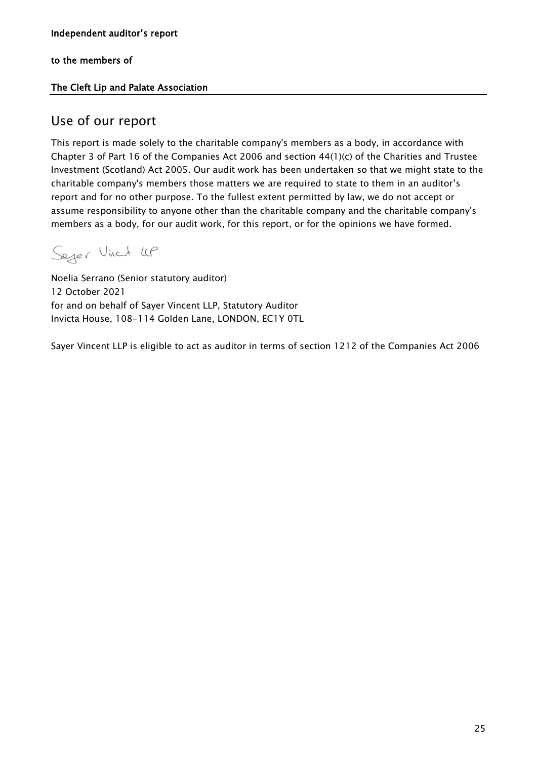**Independent auditor's report**

**to the members of**

**The Cleft Lip and Palate Association**

## Use of our report

This report is made solely to the charitable company's members as a body, in accordance with Chapter 3 of Part 16 of the Companies Act 2006 and section 44(1)(c) of the Charities and Trustee Investment (Scotland) Act 2005. Our audit work has been undertaken so that we might state to the charitable company's members those matters we are required to state to them in an auditor's report and for no other purpose. To the fullest extent permitted by law, we do not accept or assume responsibility to anyone other than the charitable company and the charitable company's members as a body, for our audit work, for this report, or for the opinions we have formed.

Sayer Vincent LLP

Noelia Serrano (Senior statutory auditor)
12 October 2021
for and on behalf of Sayer Vincent LLP, Statutory Auditor
Invicta House, 108-114 Golden Lane, LONDON, EC1Y 0TL

Sayer Vincent LLP is eligible to act as auditor in terms of section 1212 of the Companies Act 2006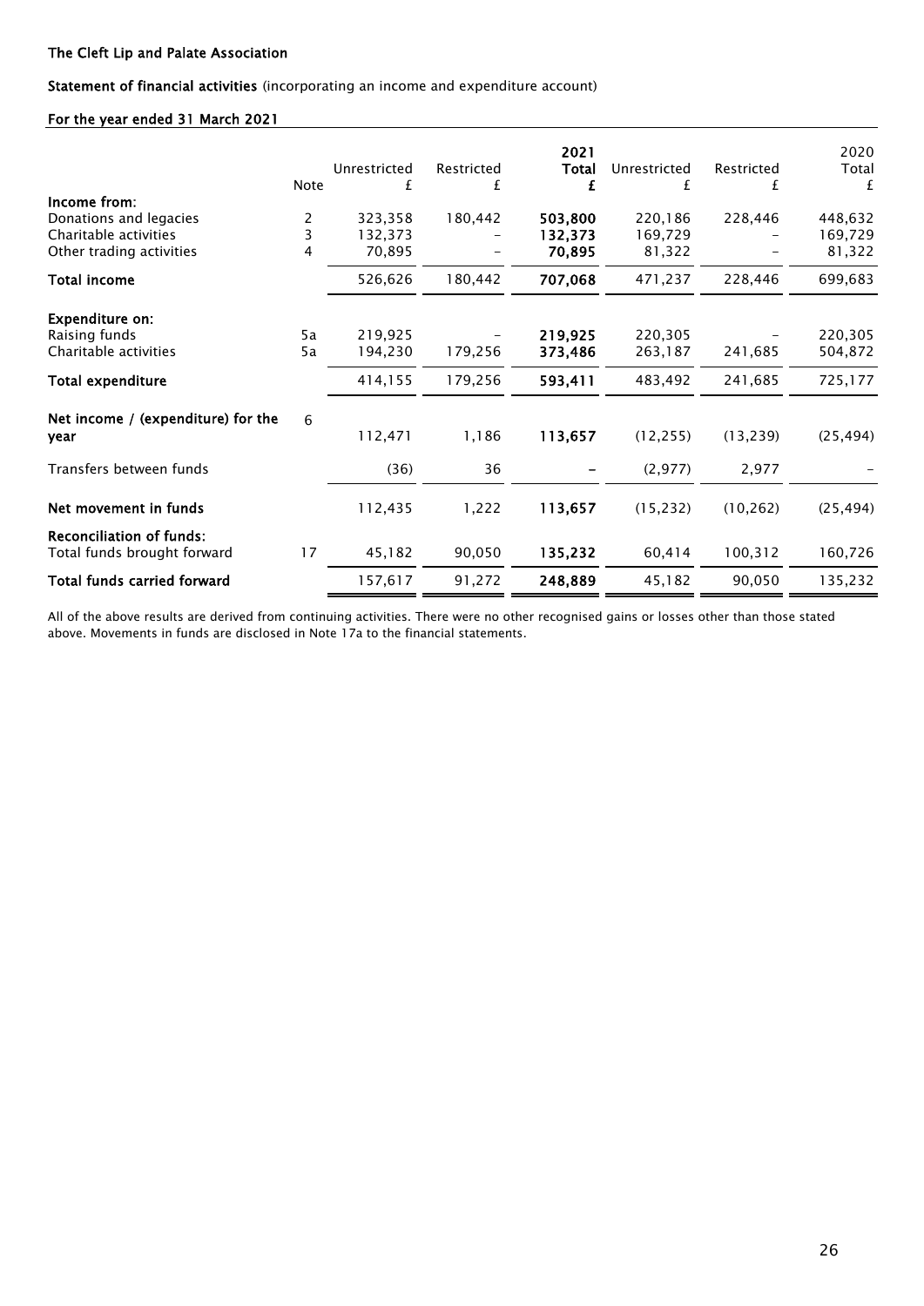**The Cleft Lip and Palate Association**

**Statement of financial activities** (incorporating an income and expenditure account)

**For the year ended 31 March 2021**

| | Note | Unrestricted £ | Restricted £ | **2021 Total £** | Unrestricted £ | Restricted £ | 2020 Total £ |
|---|---|---|---|---|---|---|---|
| **Income from:** | | | | | | | |
| Donations and legacies | 2 | 323,358 | 180,442 | **503,800** | 220,186 | 228,446 | 448,632 |
| Charitable activities | 3 | 132,373 | – | **132,373** | 169,729 | – | 169,729 |
| Other trading activities | 4 | 70,895 | – | **70,895** | 81,322 | – | 81,322 |
| **Total income** | | 526,626 | 180,442 | **707,068** | 471,237 | 228,446 | 699,683 |
| **Expenditure on:** | | | | | | | |
| Raising funds | 5a | 219,925 | – | **219,925** | 220,305 | – | 220,305 |
| Charitable activities | 5a | 194,230 | 179,256 | **373,486** | 263,187 | 241,685 | 504,872 |
| **Total expenditure** | | 414,155 | 179,256 | **593,411** | 483,492 | 241,685 | 725,177 |
| **Net income / (expenditure) for the year** | 6 | 112,471 | 1,186 | **113,657** | (12,255) | (13,239) | (25,494) |
| Transfers between funds | | (36) | 36 | **–** | (2,977) | 2,977 | – |
| **Net movement in funds** | | 112,435 | 1,222 | **113,657** | (15,232) | (10,262) | (25,494) |
| **Reconciliation of funds:** | | | | | | | |
| Total funds brought forward | 17 | 45,182 | 90,050 | **135,232** | 60,414 | 100,312 | 160,726 |
| **Total funds carried forward** | | 157,617 | 91,272 | **248,889** | 45,182 | 90,050 | 135,232 |

All of the above results are derived from continuing activities. There were no other recognised gains or losses other than those stated above. Movements in funds are disclosed in Note 17a to the financial statements.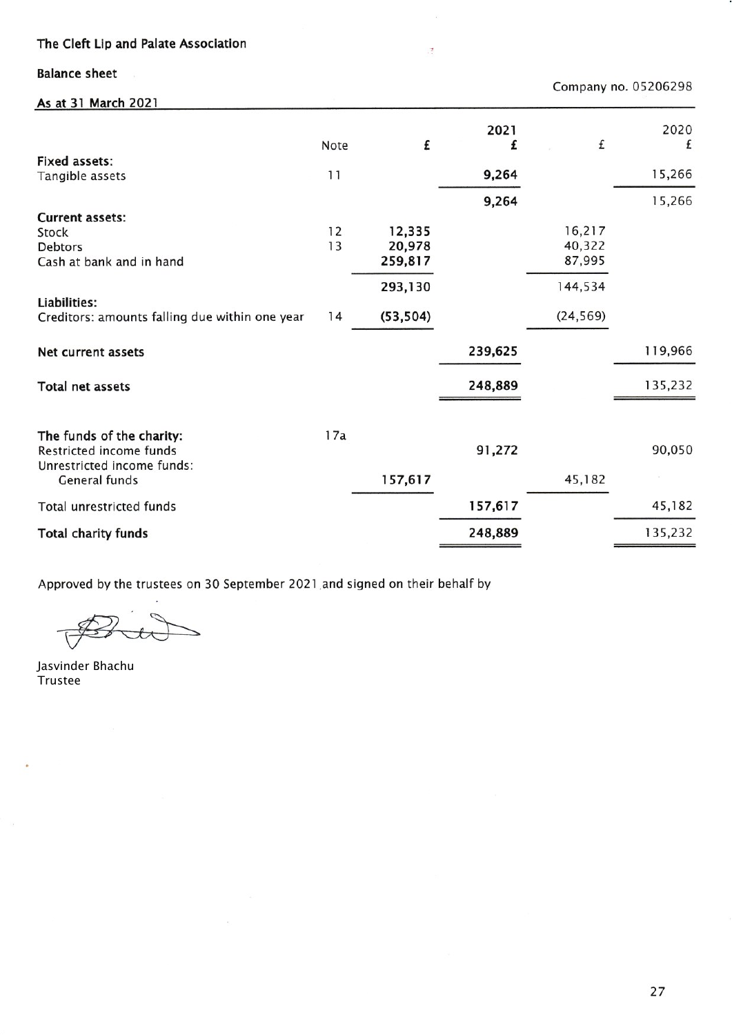The Cleft Lip and Palate Association

Balance sheet

Company no. 05206298

As at 31 March 2021

| | Note | £ | 2021 £ | £ | 2020 £ |
|---|---|---|---|---|---|
| **Fixed assets:** | | | | | |
| Tangible assets | 11 | | 9,264 | | 15,266 |
| | | | 9,264 | | 15,266 |
| **Current assets:** | | | | | |
| Stock | 12 | 12,335 | | 16,217 | |
| Debtors | 13 | 20,978 | | 40,322 | |
| Cash at bank and in hand | | 259,817 | | 87,995 | |
| | | 293,130 | | 144,534 | |
| **Liabilities:** | | | | | |
| Creditors: amounts falling due within one year | 14 | (53,504) | | (24,569) | |
| **Net current assets** | | | 239,625 | | 119,966 |
| **Total net assets** | | | 248,889 | | 135,232 |
| **The funds of the charity:** | 17a | | | | |
| Restricted income funds | | | 91,272 | | 90,050 |
| Unrestricted income funds: | | | | | |
| General funds | | 157,617 | | 45,182 | |
| Total unrestricted funds | | | 157,617 | | 45,182 |
| **Total charity funds** | | | 248,889 | | 135,232 |

Approved by the trustees on 30 September 2021 and signed on their behalf by

Jasvinder Bhachu
Trustee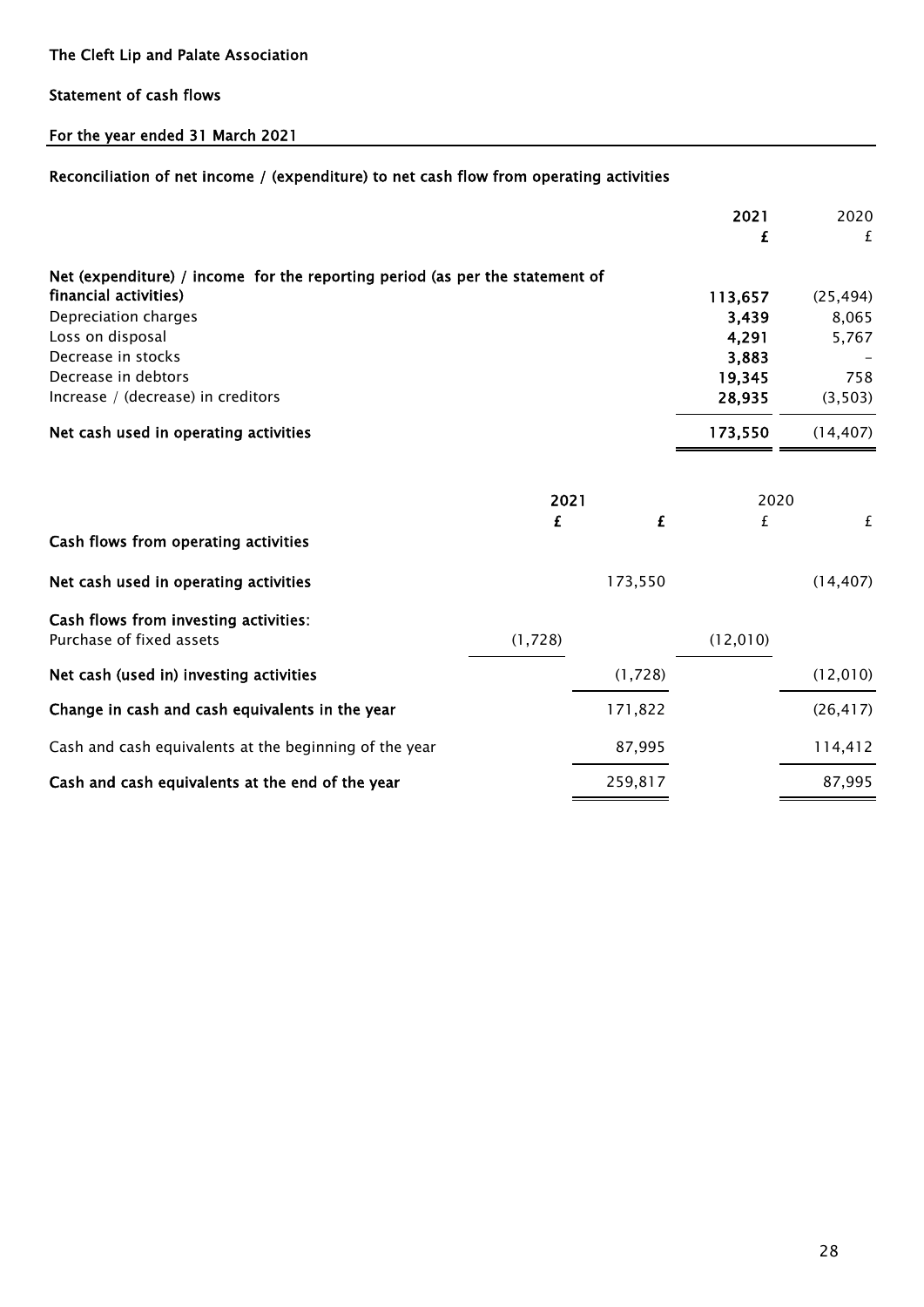The Cleft Lip and Palate Association

Statement of cash flows

For the year ended 31 March 2021

## Reconciliation of net income / (expenditure) to net cash flow from operating activities

| | 2021 £ | 2020 £ |
|---|---|---|
| **Net (expenditure) / income for the reporting period (as per the statement of financial activities)** | **113,657** | (25,494) |
| Depreciation charges | **3,439** | 8,065 |
| Loss on disposal | **4,291** | 5,767 |
| Decrease in stocks | **3,883** | - |
| Decrease in debtors | **19,345** | 758 |
| Increase / (decrease) in creditors | **28,935** | (3,503) |
| **Net cash used in operating activities** | **173,550** | (14,407) |

| | 2021 £ | 2021 £ | 2020 £ | 2020 £ |
|---|---|---|---|---|
| **Cash flows from operating activities** | | | | |
| **Net cash used in operating activities** | | 173,550 | | (14,407) |
| **Cash flows from investing activities:** | | | | |
| Purchase of fixed assets | (1,728) | | (12,010) | |
| **Net cash (used in) investing activities** | | (1,728) | | (12,010) |
| **Change in cash and cash equivalents in the year** | | 171,822 | | (26,417) |
| Cash and cash equivalents at the beginning of the year | | 87,995 | | 114,412 |
| **Cash and cash equivalents at the end of the year** | | 259,817 | | 87,995 |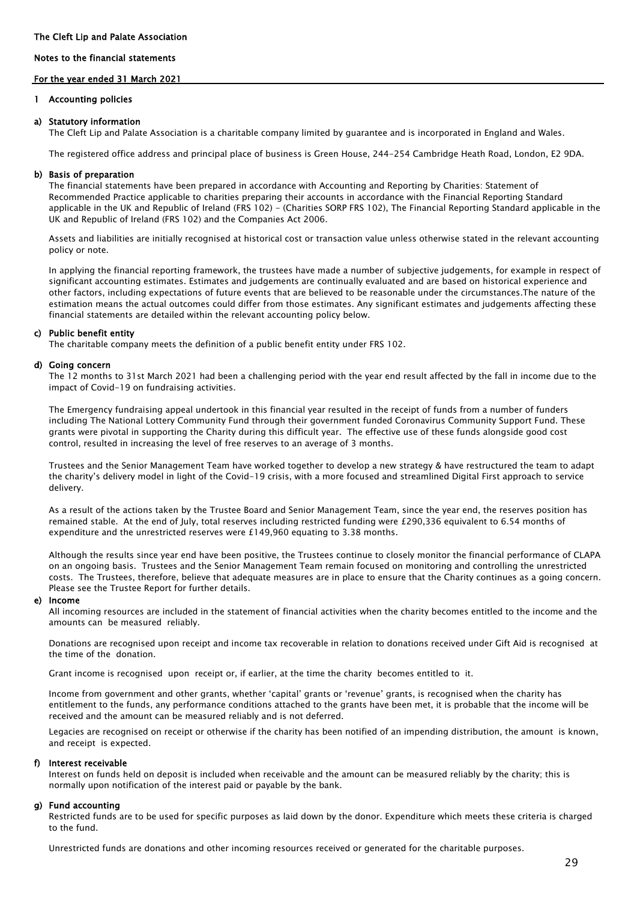The Cleft Lip and Palate Association

Notes to the financial statements

For the year ended 31 March 2021

## 1 Accounting policies

### a) Statutory information

The Cleft Lip and Palate Association is a charitable company limited by guarantee and is incorporated in England and Wales.

The registered office address and principal place of business is Green House, 244-254 Cambridge Heath Road, London, E2 9DA.

### b) Basis of preparation

The financial statements have been prepared in accordance with Accounting and Reporting by Charities: Statement of Recommended Practice applicable to charities preparing their accounts in accordance with the Financial Reporting Standard applicable in the UK and Republic of Ireland (FRS 102) - (Charities SORP FRS 102), The Financial Reporting Standard applicable in the UK and Republic of Ireland (FRS 102) and the Companies Act 2006.

Assets and liabilities are initially recognised at historical cost or transaction value unless otherwise stated in the relevant accounting policy or note.

In applying the financial reporting framework, the trustees have made a number of subjective judgements, for example in respect of significant accounting estimates. Estimates and judgements are continually evaluated and are based on historical experience and other factors, including expectations of future events that are believed to be reasonable under the circumstances.The nature of the estimation means the actual outcomes could differ from those estimates. Any significant estimates and judgements affecting these financial statements are detailed within the relevant accounting policy below.

### c) Public benefit entity

The charitable company meets the definition of a public benefit entity under FRS 102.

### d) Going concern

The 12 months to 31st March 2021 had been a challenging period with the year end result affected by the fall in income due to the impact of Covid-19 on fundraising activities.

The Emergency fundraising appeal undertook in this financial year resulted in the receipt of funds from a number of funders including The National Lottery Community Fund through their government funded Coronavirus Community Support Fund. These grants were pivotal in supporting the Charity during this difficult year. The effective use of these funds alongside good cost control, resulted in increasing the level of free reserves to an average of 3 months.

Trustees and the Senior Management Team have worked together to develop a new strategy & have restructured the team to adapt the charity's delivery model in light of the Covid-19 crisis, with a more focused and streamlined Digital First approach to service delivery.

As a result of the actions taken by the Trustee Board and Senior Management Team, since the year end, the reserves position has remained stable. At the end of July, total reserves including restricted funding were £290,336 equivalent to 6.54 months of expenditure and the unrestricted reserves were £149,960 equating to 3.38 months.

Although the results since year end have been positive, the Trustees continue to closely monitor the financial performance of CLAPA on an ongoing basis. Trustees and the Senior Management Team remain focused on monitoring and controlling the unrestricted costs. The Trustees, therefore, believe that adequate measures are in place to ensure that the Charity continues as a going concern. Please see the Trustee Report for further details.

### e) Income

All incoming resources are included in the statement of financial activities when the charity becomes entitled to the income and the amounts can be measured reliably.

Donations are recognised upon receipt and income tax recoverable in relation to donations received under Gift Aid is recognised at the time of the donation.

Grant income is recognised upon receipt or, if earlier, at the time the charity becomes entitled to it.

Income from government and other grants, whether 'capital' grants or 'revenue' grants, is recognised when the charity has entitlement to the funds, any performance conditions attached to the grants have been met, it is probable that the income will be received and the amount can be measured reliably and is not deferred.

Legacies are recognised on receipt or otherwise if the charity has been notified of an impending distribution, the amount is known, and receipt is expected.

### f) Interest receivable

Interest on funds held on deposit is included when receivable and the amount can be measured reliably by the charity; this is normally upon notification of the interest paid or payable by the bank.

### g) Fund accounting

Restricted funds are to be used for specific purposes as laid down by the donor. Expenditure which meets these criteria is charged to the fund.

Unrestricted funds are donations and other incoming resources received or generated for the charitable purposes.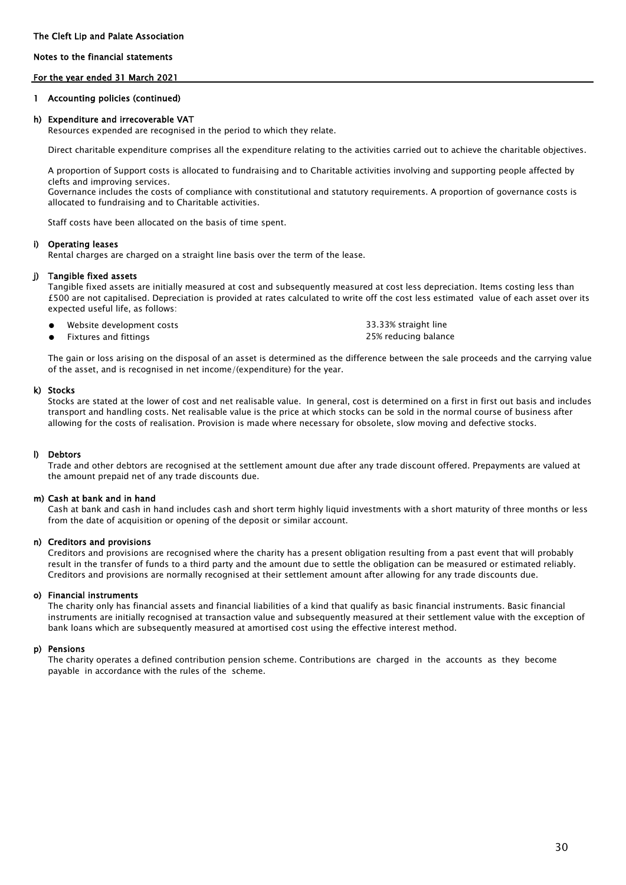The Cleft Lip and Palate Association

Notes to the financial statements

For the year ended 31 March 2021

## 1 Accounting policies (continued)

### h) Expenditure and irrecoverable VAT

Resources expended are recognised in the period to which they relate.

Direct charitable expenditure comprises all the expenditure relating to the activities carried out to achieve the charitable objectives.

A proportion of Support costs is allocated to fundraising and to Charitable activities involving and supporting people affected by clefts and improving services.

Governance includes the costs of compliance with constitutional and statutory requirements. A proportion of governance costs is allocated to fundraising and to Charitable activities.

Staff costs have been allocated on the basis of time spent.

### i) Operating leases

Rental charges are charged on a straight line basis over the term of the lease.

### j) Tangible fixed assets

Tangible fixed assets are initially measured at cost and subsequently measured at cost less depreciation. Items costing less than £500 are not capitalised. Depreciation is provided at rates calculated to write off the cost less estimated value of each asset over its expected useful life, as follows:

- Website development costs — 33.33% straight line
- Fixtures and fittings — 25% reducing balance

The gain or loss arising on the disposal of an asset is determined as the difference between the sale proceeds and the carrying value of the asset, and is recognised in net income/(expenditure) for the year.

### k) Stocks

Stocks are stated at the lower of cost and net realisable value. In general, cost is determined on a first in first out basis and includes transport and handling costs. Net realisable value is the price at which stocks can be sold in the normal course of business after allowing for the costs of realisation. Provision is made where necessary for obsolete, slow moving and defective stocks.

### l) Debtors

Trade and other debtors are recognised at the settlement amount due after any trade discount offered. Prepayments are valued at the amount prepaid net of any trade discounts due.

### m) Cash at bank and in hand

Cash at bank and cash in hand includes cash and short term highly liquid investments with a short maturity of three months or less from the date of acquisition or opening of the deposit or similar account.

### n) Creditors and provisions

Creditors and provisions are recognised where the charity has a present obligation resulting from a past event that will probably result in the transfer of funds to a third party and the amount due to settle the obligation can be measured or estimated reliably. Creditors and provisions are normally recognised at their settlement amount after allowing for any trade discounts due.

### o) Financial instruments

The charity only has financial assets and financial liabilities of a kind that qualify as basic financial instruments. Basic financial instruments are initially recognised at transaction value and subsequently measured at their settlement value with the exception of bank loans which are subsequently measured at amortised cost using the effective interest method.

### p) Pensions

The charity operates a defined contribution pension scheme. Contributions are charged in the accounts as they become payable in accordance with the rules of the scheme.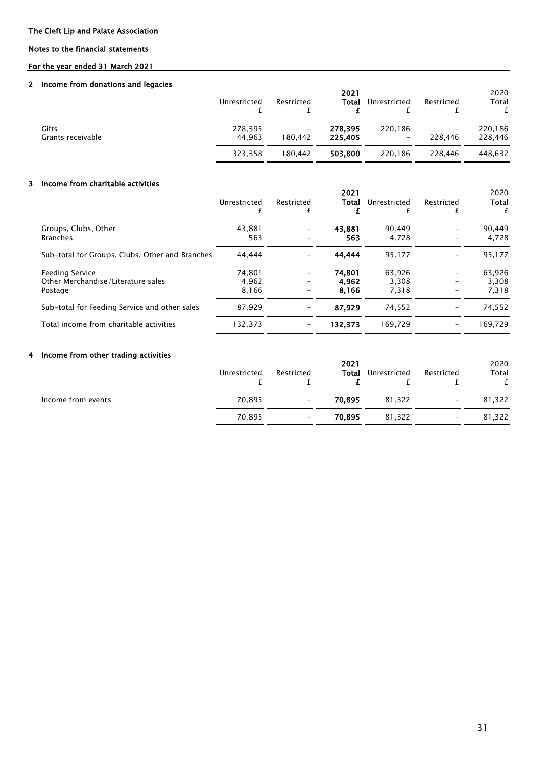The Cleft Lip and Palate Association

Notes to the financial statements

For the year ended 31 March 2021

## 2 Income from donations and legacies

| | Unrestricted £ | Restricted £ | **2021 Total £** | Unrestricted £ | Restricted £ | 2020 Total £ |
|---|---|---|---|---|---|---|
| Gifts | 278,395 | – | **278,395** | 220,186 | – | 220,186 |
| Grants receivable | 44,963 | 180,442 | **225,405** | – | 228,446 | 228,446 |
| | 323,358 | 180,442 | **503,800** | 220,186 | 228,446 | 448,632 |

## 3 Income from charitable activities

| | Unrestricted £ | Restricted £ | **2021 Total £** | Unrestricted £ | Restricted £ | 2020 Total £ |
|---|---|---|---|---|---|---|
| Groups, Clubs, Other | 43,881 | – | **43,881** | 90,449 | – | 90,449 |
| Branches | 563 | – | **563** | 4,728 | – | 4,728 |
| Sub-total for Groups, Clubs, Other and Branches | 44,444 | – | **44,444** | 95,177 | – | 95,177 |
| Feeding Service | 74,801 | – | **74,801** | 63,926 | – | 63,926 |
| Other Merchandise/Literature sales | 4,962 | – | **4,962** | 3,308 | – | 3,308 |
| Postage | 8,166 | – | **8,166** | 7,318 | – | 7,318 |
| Sub-total for Feeding Service and other sales | 87,929 | – | **87,929** | 74,552 | – | 74,552 |
| Total income from charitable activities | 132,373 | – | **132,373** | 169,729 | – | 169,729 |

## 4 Income from other trading activities

| | Unrestricted £ | Restricted £ | **2021 Total £** | Unrestricted £ | Restricted £ | 2020 Total £ |
|---|---|---|---|---|---|---|
| Income from events | 70,895 | – | **70,895** | 81,322 | – | 81,322 |
| | 70,895 | – | **70,895** | 81,322 | – | 81,322 |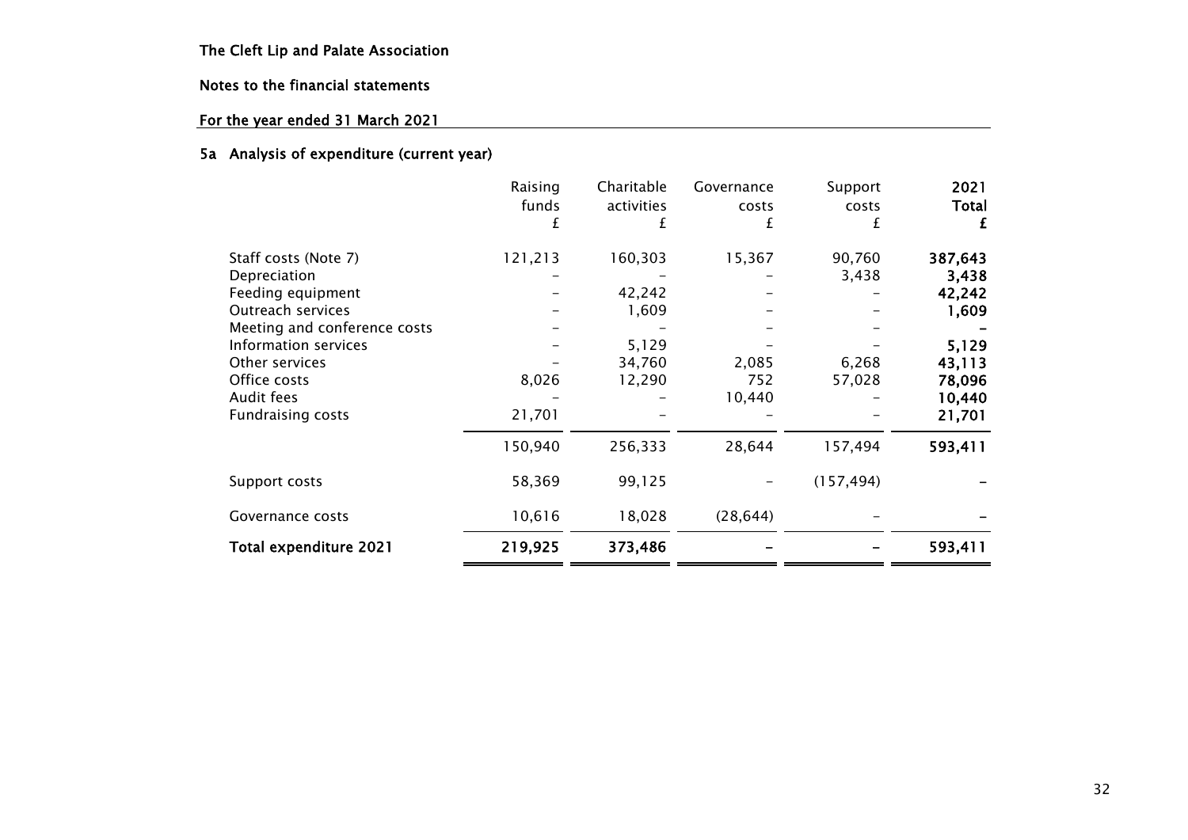The Cleft Lip and Palate Association

Notes to the financial statements

For the year ended 31 March 2021

### 5a Analysis of expenditure (current year)

| | Raising funds £ | Charitable activities £ | Governance costs £ | Support costs £ | **2021 Total £** |
|---|---|---|---|---|---|
| Staff costs (Note 7) | 121,213 | 160,303 | 15,367 | 90,760 | **387,643** |
| Depreciation | – | – | – | 3,438 | **3,438** |
| Feeding equipment | – | 42,242 | – | – | **42,242** |
| Outreach services | – | 1,609 | – | – | **1,609** |
| Meeting and conference costs | – | – | – | – | **–** |
| Information services | – | 5,129 | – | – | **5,129** |
| Other services | – | 34,760 | 2,085 | 6,268 | **43,113** |
| Office costs | 8,026 | 12,290 | 752 | 57,028 | **78,096** |
| Audit fees | – | – | 10,440 | – | **10,440** |
| Fundraising costs | 21,701 | – | – | – | **21,701** |
| | 150,940 | 256,333 | 28,644 | 157,494 | **593,411** |
| Support costs | 58,369 | 99,125 | – | (157,494) | **–** |
| Governance costs | 10,616 | 18,028 | (28,644) | – | **–** |
| **Total expenditure 2021** | **219,925** | **373,486** | **–** | **–** | **593,411** |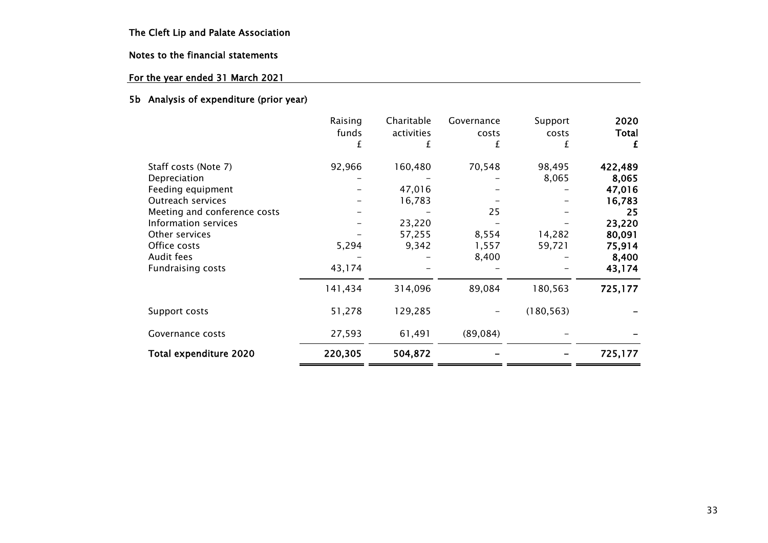The Cleft Lip and Palate Association

Notes to the financial statements

For the year ended 31 March 2021

## 5b Analysis of expenditure (prior year)

| | Raising funds £ | Charitable activities £ | Governance costs £ | Support costs £ | 2020 Total £ |
|---|---|---|---|---|---|
| Staff costs (Note 7) | 92,966 | 160,480 | 70,548 | 98,495 | **422,489** |
| Depreciation | – | – | – | 8,065 | **8,065** |
| Feeding equipment | – | 47,016 | – | – | **47,016** |
| Outreach services | – | 16,783 | – | – | **16,783** |
| Meeting and conference costs | – | – | 25 | – | **25** |
| Information services | – | 23,220 | – | – | **23,220** |
| Other services | – | 57,255 | 8,554 | 14,282 | **80,091** |
| Office costs | 5,294 | 9,342 | 1,557 | 59,721 | **75,914** |
| Audit fees | – | – | 8,400 | – | **8,400** |
| Fundraising costs | 43,174 | – | – | – | **43,174** |
| | 141,434 | 314,096 | 89,084 | 180,563 | **725,177** |
| Support costs | 51,278 | 129,285 | – | (180,563) | **–** |
| Governance costs | 27,593 | 61,491 | (89,084) | – | **–** |
| **Total expenditure 2020** | **220,305** | **504,872** | **–** | **–** | 725,177 |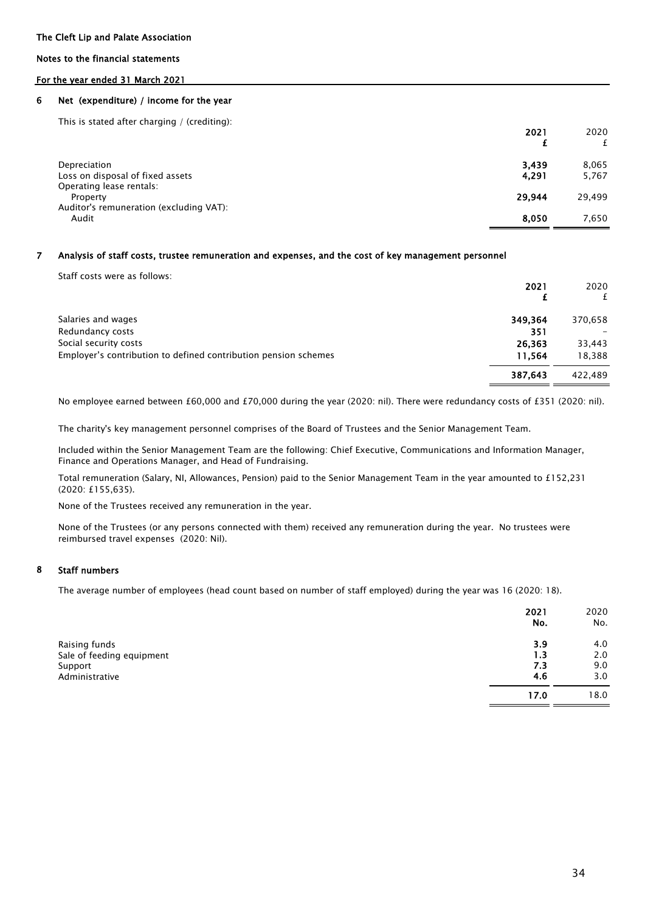The Cleft Lip and Palate Association

Notes to the financial statements

For the year ended 31 March 2021

## 6 Net (expenditure) / income for the year

This is stated after charging / (crediting):

| | 2021 £ | 2020 £ |
|---|---|---|
| Depreciation | **3,439** | 8,065 |
| Loss on disposal of fixed assets | **4,291** | 5,767 |
| Operating lease rentals: | | |
| Property | **29,944** | 29,499 |
| Auditor's remuneration (excluding VAT): | | |
| Audit | **8,050** | 7,650 |

## 7 Analysis of staff costs, trustee remuneration and expenses, and the cost of key management personnel

Staff costs were as follows:

| | 2021 £ | 2020 £ |
|---|---|---|
| Salaries and wages | **349,364** | 370,658 |
| Redundancy costs | **351** | – |
| Social security costs | **26,363** | 33,443 |
| Employer's contribution to defined contribution pension schemes | **11,564** | 18,388 |
| | **387,643** | 422,489 |

No employee earned between £60,000 and £70,000 during the year (2020: nil). There were redundancy costs of £351 (2020: nil).

The charity's key management personnel comprises of the Board of Trustees and the Senior Management Team.

Included within the Senior Management Team are the following: Chief Executive, Communications and Information Manager, Finance and Operations Manager, and Head of Fundraising.

Total remuneration (Salary, NI, Allowances, Pension) paid to the Senior Management Team in the year amounted to £152,231 (2020: £155,635).

None of the Trustees received any remuneration in the year.

None of the Trustees (or any persons connected with them) received any remuneration during the year. No trustees were reimbursed travel expenses (2020: Nil).

## 8 Staff numbers

The average number of employees (head count based on number of staff employed) during the year was 16 (2020: 18).

| | 2021 No. | 2020 No. |
|---|---|---|
| Raising funds | **3.9** | 4.0 |
| Sale of feeding equipment | **1.3** | 2.0 |
| Support | **7.3** | 9.0 |
| Administrative | **4.6** | 3.0 |
| | **17.0** | 18.0 |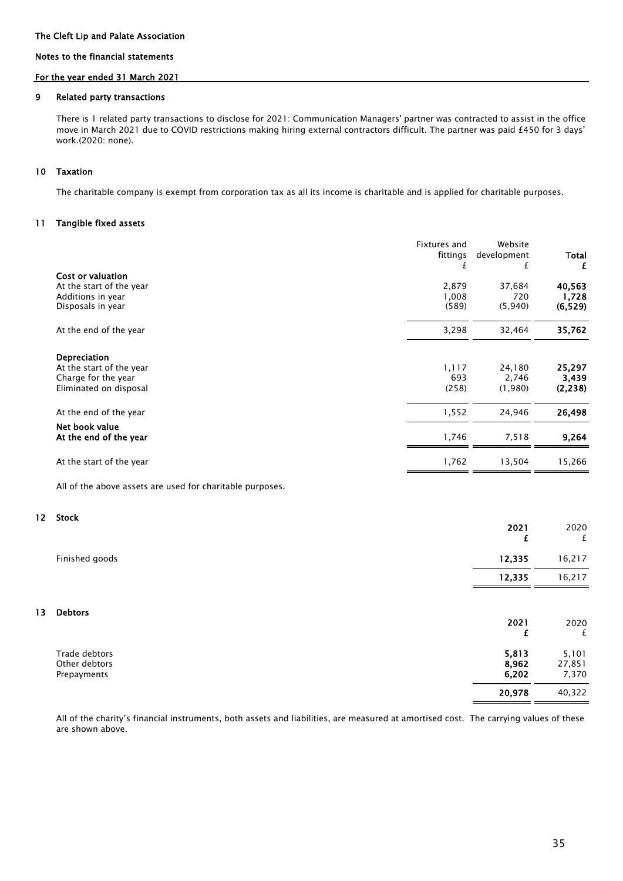The Cleft Lip and Palate Association

Notes to the financial statements

For the year ended 31 March 2021

## 9 Related party transactions

There is 1 related party transactions to disclose for 2021: Communication Managers' partner was contracted to assist in the office move in March 2021 due to COVID restrictions making hiring external contractors difficult. The partner was paid £450 for 3 days' work.(2020: none).

## 10 Taxation

The charitable company is exempt from corporation tax as all its income is charitable and is applied for charitable purposes.

## 11 Tangible fixed assets

| | Fixtures and fittings £ | Website development £ | **Total £** |
|---|---|---|---|
| **Cost or valuation** | | | |
| At the start of the year | 2,879 | 37,684 | **40,563** |
| Additions in year | 1,008 | 720 | **1,728** |
| Disposals in year | (589) | (5,940) | **(6,529)** |
| At the end of the year | 3,298 | 32,464 | **35,762** |
| **Depreciation** | | | |
| At the start of the year | 1,117 | 24,180 | **25,297** |
| Charge for the year | 693 | 2,746 | **3,439** |
| Eliminated on disposal | (258) | (1,980) | **(2,238)** |
| At the end of the year | 1,552 | 24,946 | **26,498** |
| **Net book value** | | | |
| At the end of the year | 1,746 | 7,518 | **9,264** |
| At the start of the year | 1,762 | 13,504 | 15,266 |

All of the above assets are used for charitable purposes.

## 12 Stock

| | **2021 £** | 2020 £ |
|---|---|---|
| Finished goods | **12,335** | 16,217 |
| | **12,335** | 16,217 |

## 13 Debtors

| | **2021 £** | 2020 £ |
|---|---|---|
| Trade debtors | **5,813** | 5,101 |
| Other debtors | **8,962** | 27,851 |
| Prepayments | **6,202** | 7,370 |
| | **20,978** | 40,322 |

All of the charity's financial instruments, both assets and liabilities, are measured at amortised cost. The carrying values of these are shown above.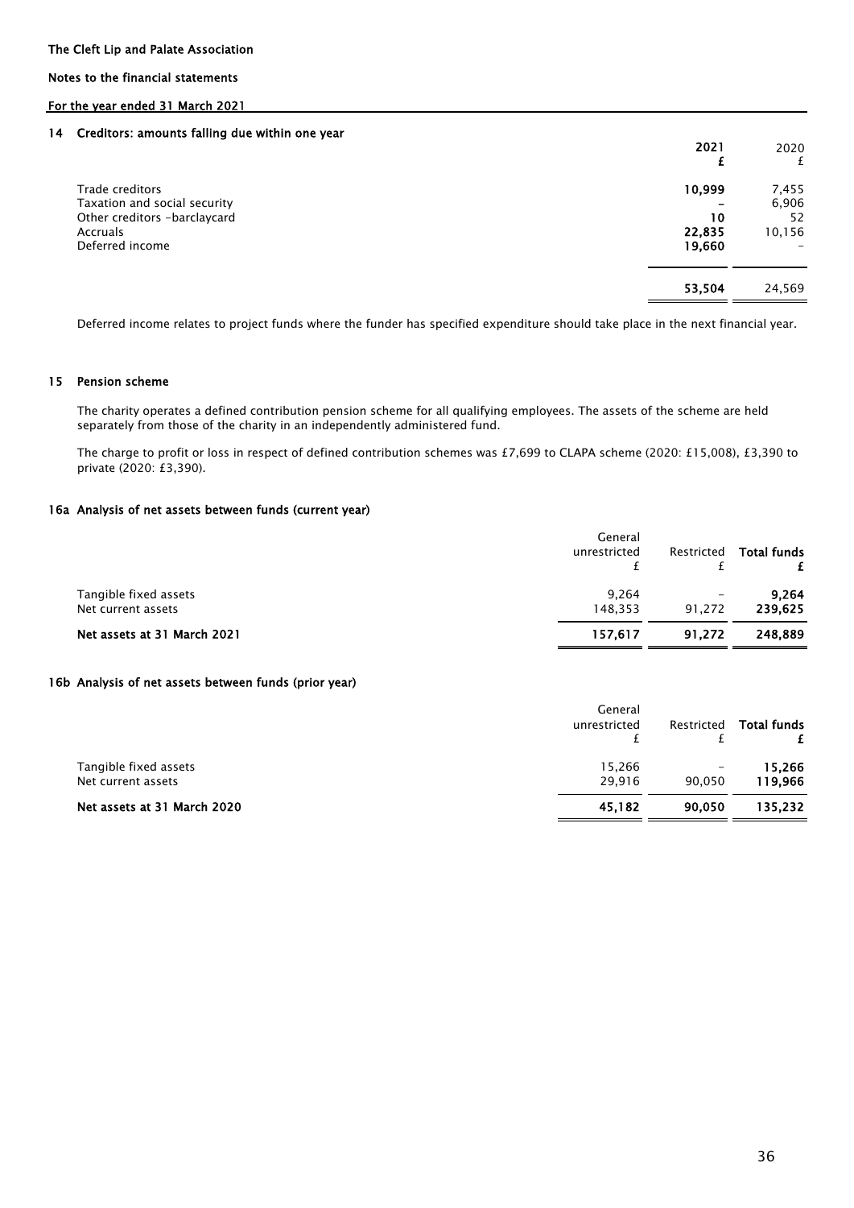## 14 Creditors: amounts falling due within one year

| | 2021<br>£ | 2020<br>£ |
|---|---|---|
| Trade creditors | 10,999 | 7,455 |
| Taxation and social security | – | 6,906 |
| Other creditors -barclaycard | 10 | 52 |
| Accruals | 22,835 | 10,156 |
| Deferred income | 19,660 | – |
| | **53,504** | 24,569 |

Deferred income relates to project funds where the funder has specified expenditure should take place in the next financial year.

## 15 Pension scheme

The charity operates a defined contribution pension scheme for all qualifying employees. The assets of the scheme are held separately from those of the charity in an independently administered fund.

The charge to profit or loss in respect of defined contribution schemes was £7,699 to CLAPA scheme (2020: £15,008), £3,390 to private (2020: £3,390).

## 16a Analysis of net assets between funds (current year)

| | General unrestricted<br>£ | Restricted<br>£ | Total funds<br>£ |
|---|---|---|---|
| Tangible fixed assets | 9,264 | – | **9,264** |
| Net current assets | 148,353 | 91,272 | **239,625** |
| **Net assets at 31 March 2021** | **157,617** | **91,272** | **248,889** |

## 16b Analysis of net assets between funds (prior year)

| | General unrestricted<br>£ | Restricted<br>£ | Total funds<br>£ |
|---|---|---|---|
| Tangible fixed assets | 15,266 | – | **15,266** |
| Net current assets | 29,916 | 90,050 | **119,966** |
| **Net assets at 31 March 2020** | **45,182** | **90,050** | **135,232** |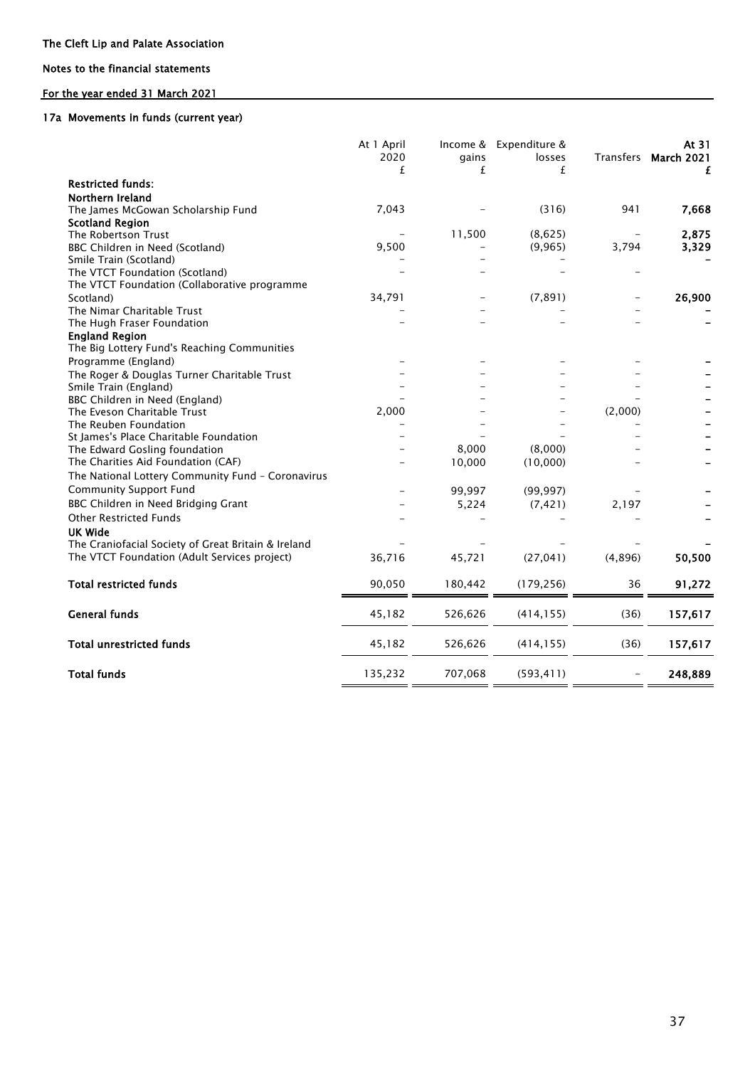The Cleft Lip and Palate Association

Notes to the financial statements

For the year ended 31 March 2021

### 17a Movements in funds (current year)

| | At 1 April 2020 £ | Income & gains £ | Expenditure & losses £ | Transfers | At 31 March 2021 £ |
|---|---|---|---|---|---|
| **Restricted funds:** | | | | | |
| **Northern Ireland** | | | | | |
| The James McGowan Scholarship Fund | 7,043 | – | (316) | 941 | **7,668** |
| **Scotland Region** | | | | | |
| The Robertson Trust | – | 11,500 | (8,625) | – | **2,875** |
| BBC Children in Need (Scotland) | 9,500 | – | (9,965) | 3,794 | **3,329** |
| Smile Train (Scotland) | – | – | – | | **–** |
| The VTCT Foundation (Scotland) | – | – | – | – | |
| The VTCT Foundation (Collaborative programme Scotland) | 34,791 | – | (7,891) | – | **26,900** |
| The Nimar Charitable Trust | – | – | – | – | **–** |
| The Hugh Fraser Foundation | – | – | – | – | **–** |
| **England Region** | | | | | |
| The Big Lottery Fund's Reaching Communities Programme (England) | – | – | – | – | **–** |
| The Roger & Douglas Turner Charitable Trust | – | – | – | – | **–** |
| Smile Train (England) | – | – | – | – | **–** |
| BBC Children in Need (England) | – | – | – | – | **–** |
| The Eveson Charitable Trust | 2,000 | – | – | (2,000) | **–** |
| The Reuben Foundation | – | – | – | – | **–** |
| St James's Place Charitable Foundation | – | – | – | – | **–** |
| The Edward Gosling foundation | – | 8,000 | (8,000) | – | **–** |
| The Charities Aid Foundation (CAF) | – | 10,000 | (10,000) | – | **–** |
| The National Lottery Community Fund – Coronavirus Community Support Fund | – | 99,997 | (99,997) | – | **–** |
| BBC Children in Need Bridging Grant | – | 5,224 | (7,421) | 2,197 | **–** |
| Other Restricted Funds | – | – | – | – | **–** |
| **UK Wide** | | | | | |
| The Craniofacial Society of Great Britain & Ireland | – | – | – | – | **–** |
| The VTCT Foundation (Adult Services project) | 36,716 | 45,721 | (27,041) | (4,896) | **50,500** |
| **Total restricted funds** | 90,050 | 180,442 | (179,256) | 36 | **91,272** |
| **General funds** | 45,182 | 526,626 | (414,155) | (36) | **157,617** |
| **Total unrestricted funds** | 45,182 | 526,626 | (414,155) | (36) | **157,617** |
| **Total funds** | 135,232 | 707,068 | (593,411) | – | **248,889** |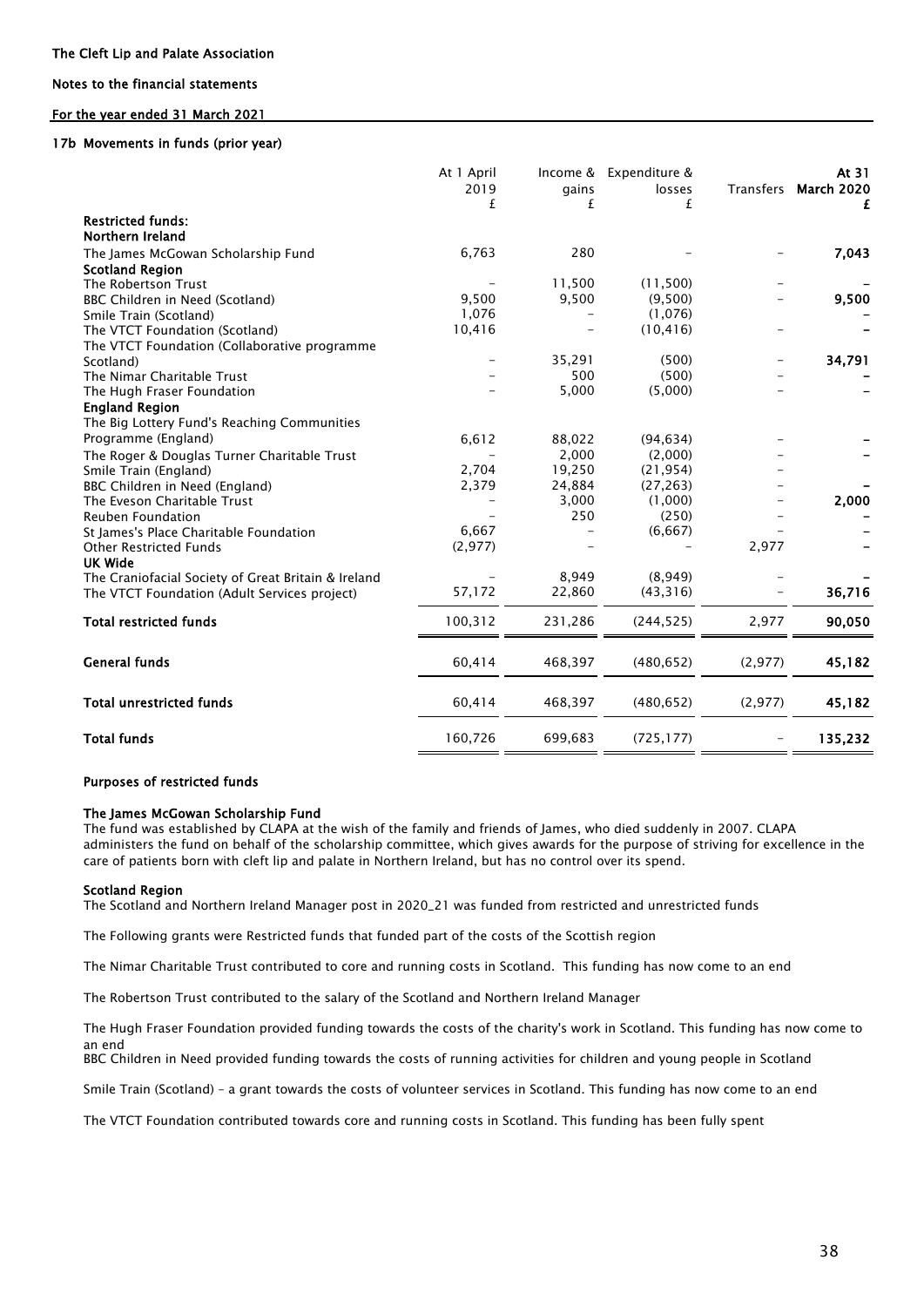**The Cleft Lip and Palate Association**

**Notes to the financial statements**

**For the year ended 31 March 2021**

### 17b Movements in funds (prior year)

| | At 1 April 2019 £ | Income & gains £ | Expenditure & losses £ | Transfers | At 31 March 2020 £ |
|---|---|---|---|---|---|
| **Restricted funds:** | | | | | |
| **Northern Ireland** | | | | | |
| The James McGowan Scholarship Fund | 6,763 | 280 | – | – | **7,043** |
| **Scotland Region** | | | | | |
| The Robertson Trust | – | 11,500 | (11,500) | – | **–** |
| BBC Children in Need (Scotland) | 9,500 | 9,500 | (9,500) | – | **9,500** |
| Smile Train (Scotland) | 1,076 | – | (1,076) | | **–** |
| The VTCT Foundation (Scotland) | 10,416 | – | (10,416) | – | **–** |
| The VTCT Foundation (Collaborative programme Scotland) | – | 35,291 | (500) | – | **34,791** |
| The Nimar Charitable Trust | – | 500 | (500) | – | **–** |
| The Hugh Fraser Foundation | – | 5,000 | (5,000) | – | **–** |
| **England Region** | | | | | |
| The Big Lottery Fund's Reaching Communities Programme (England) | 6,612 | 88,022 | (94,634) | – | **–** |
| The Roger & Douglas Turner Charitable Trust | – | 2,000 | (2,000) | – | **–** |
| Smile Train (England) | 2,704 | 19,250 | (21,954) | – | |
| BBC Children in Need (England) | 2,379 | 24,884 | (27,263) | – | **–** |
| The Eveson Charitable Trust | – | 3,000 | (1,000) | – | **2,000** |
| Reuben Foundation | – | 250 | (250) | – | **–** |
| St James's Place Charitable Foundation | 6,667 | – | (6,667) | – | **–** |
| Other Restricted Funds | (2,977) | – | – | 2,977 | **–** |
| **UK Wide** | | | | | |
| The Craniofacial Society of Great Britain & Ireland | – | 8,949 | (8,949) | – | **–** |
| The VTCT Foundation (Adult Services project) | 57,172 | 22,860 | (43,316) | – | **36,716** |
| **Total restricted funds** | 100,312 | 231,286 | (244,525) | 2,977 | **90,050** |
| **General funds** | 60,414 | 468,397 | (480,652) | (2,977) | **45,182** |
| **Total unrestricted funds** | 60,414 | 468,397 | (480,652) | (2,977) | **45,182** |
| **Total funds** | 160,726 | 699,683 | (725,177) | – | **135,232** |

#### Purposes of restricted funds

**The James McGowan Scholarship Fund**

The fund was established by CLAPA at the wish of the family and friends of James, who died suddenly in 2007. CLAPA administers the fund on behalf of the scholarship committee, which gives awards for the purpose of striving for excellence in the care of patients born with cleft lip and palate in Northern Ireland, but has no control over its spend.

**Scotland Region**

The Scotland and Northern Ireland Manager post in 2020_21 was funded from restricted and unrestricted funds

The Following grants were Restricted funds that funded part of the costs of the Scottish region

The Nimar Charitable Trust contributed to core and running costs in Scotland. This funding has now come to an end

The Robertson Trust contributed to the salary of the Scotland and Northern Ireland Manager

The Hugh Fraser Foundation provided funding towards the costs of the charity's work in Scotland. This funding has now come to an end

BBC Children in Need provided funding towards the costs of running activities for children and young people in Scotland

Smile Train (Scotland) – a grant towards the costs of volunteer services in Scotland. This funding has now come to an end

The VTCT Foundation contributed towards core and running costs in Scotland. This funding has been fully spent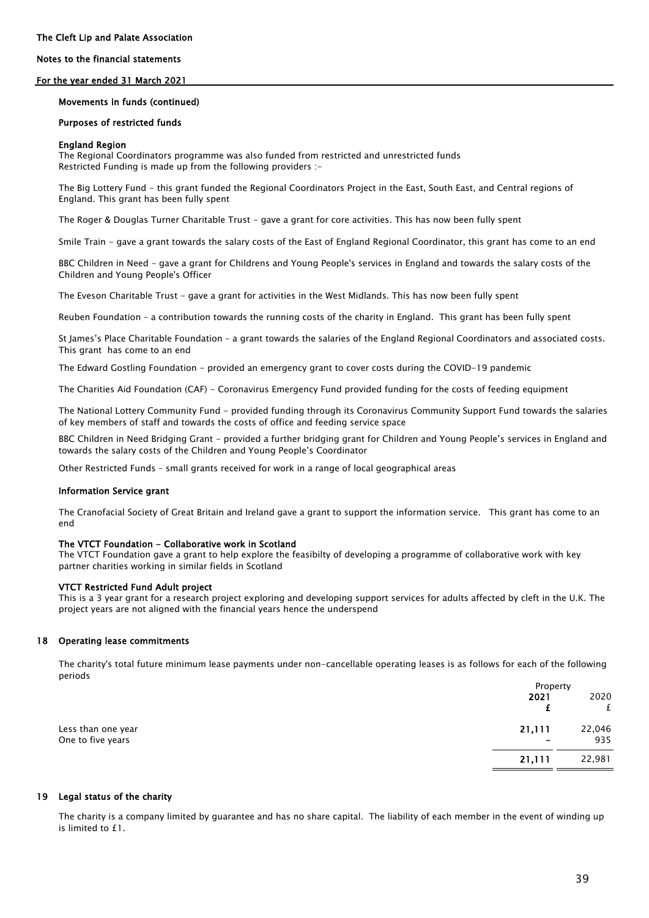### Movements in funds (continued)

#### Purposes of restricted funds

**England Region**

The Regional Coordinators programme was also funded from restricted and unrestricted funds
Restricted Funding is made up from the following providers :-

The Big Lottery Fund - this grant funded the Regional Coordinators Project in the East, South East, and Central regions of England. This grant has been fully spent

The Roger & Douglas Turner Charitable Trust - gave a grant for core activities. This has now been fully spent

Smile Train - gave a grant towards the salary costs of the East of England Regional Coordinator, this grant has come to an end

BBC Children in Need - gave a grant for Childrens and Young People's services in England and towards the salary costs of the Children and Young People's Officer

The Eveson Charitable Trust - gave a grant for activities in the West Midlands. This has now been fully spent

Reuben Foundation – a contribution towards the running costs of the charity in England. This grant has been fully spent

St James's Place Charitable Foundation – a grant towards the salaries of the England Regional Coordinators and associated costs. This grant has come to an end

The Edward Gostling Foundation - provided an emergency grant to cover costs during the COVID-19 pandemic

The Charities Aid Foundation (CAF) - Coronavirus Emergency Fund provided funding for the costs of feeding equipment

The National Lottery Community Fund - provided funding through its Coronavirus Community Support Fund towards the salaries of key members of staff and towards the costs of office and feeding service space

BBC Children in Need Bridging Grant - provided a further bridging grant for Children and Young People's services in England and towards the salary costs of the Children and Young People's Coordinator

Other Restricted Funds – small grants received for work in a range of local geographical areas

**Information Service grant**

The Cranofacial Society of Great Britain and Ireland gave a grant to support the information service. This grant has come to an end

**The VTCT Foundation - Collaborative work in Scotland**

The VTCT Foundation gave a grant to help explore the feasibilty of developing a programme of collaborative work with key partner charities working in similar fields in Scotland

**VTCT Restricted Fund Adult project**

This is a 3 year grant for a research project exploring and developing support services for adults affected by cleft in the U.K. The project years are not aligned with the financial years hence the underspend

## 18 Operating lease commitments

The charity's total future minimum lease payments under non-cancellable operating leases is as follows for each of the following periods

| | Property | |
|---|---|---|
| | **2021** | 2020 |
| | **£** | £ |
| Less than one year | **21,111** | 22,046 |
| One to five years | **-** | 935 |
| | **21,111** | 22,981 |

## 19 Legal status of the charity

The charity is a company limited by guarantee and has no share capital. The liability of each member in the event of winding up is limited to £1.